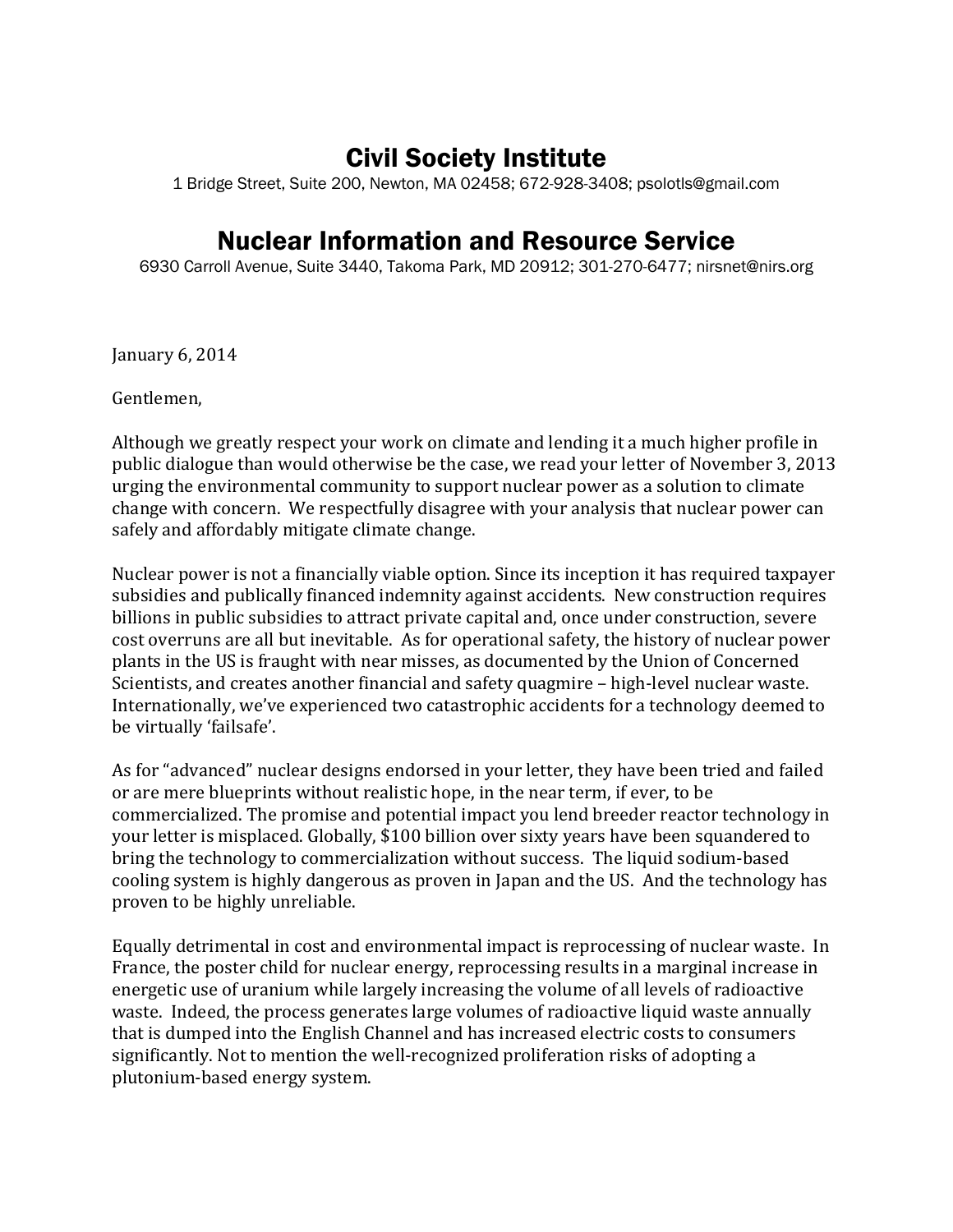# Civil Society Institute

1 Bridge Street, Suite 200, Newton, MA 02458; 672-928-3408; psolotls@gmail.com

# Nuclear Information and Resource Service

6930 Carroll Avenue, Suite 3440, Takoma Park, MD 20912; 301-270-6477; nirsnet@nirs.org

January 6, 2014

Gentlemen,

Although we greatly respect your work on climate and lending it a much higher profile in public dialogue than would otherwise be the case, we read your letter of November 3, 2013 urging the environmental community to support nuclear power as a solution to climate change with concern. We respectfully disagree with your analysis that nuclear power can safely and affordably mitigate climate change.

Nuclear power is not a financially viable option. Since its inception it has required taxpayer subsidies and publically financed indemnity against accidents. New construction requires billions in public subsidies to attract private capital and, once under construction, severe cost overruns are all but inevitable. As for operational safety, the history of nuclear power plants in the US is fraught with near misses, as documented by the Union of Concerned Scientists, and creates another financial and safety quagmire – high-level nuclear waste. Internationally, we've experienced two catastrophic accidents for a technology deemed to be virtually 'failsafe'.

As for "advanced" nuclear designs endorsed in your letter, they have been tried and failed or are mere blueprints without realistic hope, in the near term, if ever, to be commercialized. The promise and potential impact you lend breeder reactor technology in your letter is misplaced. Globally, $100 billion over sixty years have been squandered to bring the technology to commercialization without success. The liquid sodium-based cooling system is highly dangerous as proven in Japan and the US. And the technology has proven to be highly unreliable.

Equally detrimental in cost and environmental impact is reprocessing of nuclear waste. In France, the poster child for nuclear energy, reprocessing results in a marginal increase in energetic use of uranium while largely increasing the volume of all levels of radioactive waste. Indeed, the process generates large volumes of radioactive liquid waste annually that is dumped into the English Channel and has increased electric costs to consumers significantly. Not to mention the well-recognized proliferation risks of adopting a plutonium-based energy system.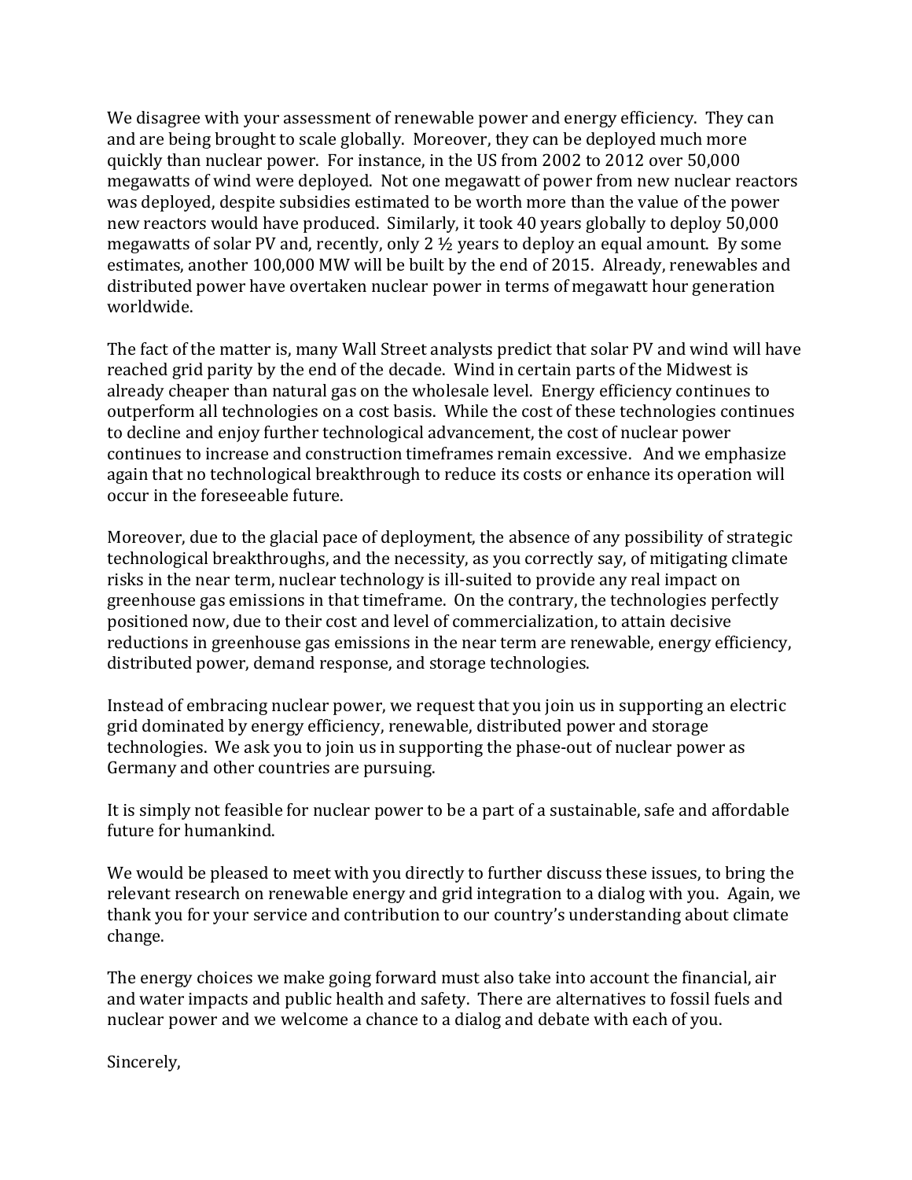We disagree with your assessment of renewable power and energy efficiency. They can and are being brought to scale globally. Moreover, they can be deployed much more quickly than nuclear power. For instance, in the US from 2002 to 2012 over 50,000 megawatts of wind were deployed. Not one megawatt of power from new nuclear reactors was deployed, despite subsidies estimated to be worth more than the value of the power new reactors would have produced. Similarly, it took 40 years globally to deploy 50,000 megawatts of solar PV and, recently, only 2 ½ years to deploy an equal amount. By some estimates, another 100,000 MW will be built by the end of 2015. Already, renewables and distributed power have overtaken nuclear power in terms of megawatt hour generation worldwide.

The fact of the matter is, many Wall Street analysts predict that solar PV and wind will have reached grid parity by the end of the decade. Wind in certain parts of the Midwest is already cheaper than natural gas on the wholesale level. Energy efficiency continues to outperform all technologies on a cost basis. While the cost of these technologies continues to decline and enjoy further technological advancement, the cost of nuclear power continues to increase and construction timeframes remain excessive. And we emphasize again that no technological breakthrough to reduce its costs or enhance its operation will occur in the foreseeable future.

Moreover, due to the glacial pace of deployment, the absence of any possibility of strategic technological breakthroughs, and the necessity, as you correctly say, of mitigating climate risks in the near term, nuclear technology is ill-suited to provide any real impact on greenhouse gas emissions in that timeframe. On the contrary, the technologies perfectly positioned now, due to their cost and level of commercialization, to attain decisive reductions in greenhouse gas emissions in the near term are renewable, energy efficiency, distributed power, demand response, and storage technologies.

Instead of embracing nuclear power, we request that you join us in supporting an electric grid dominated by energy efficiency, renewable, distributed power and storage technologies. We ask you to join us in supporting the phase-out of nuclear power as Germany and other countries are pursuing.

It is simply not feasible for nuclear power to be a part of a sustainable, safe and affordable future for humankind.

We would be pleased to meet with you directly to further discuss these issues, to bring the relevant research on renewable energy and grid integration to a dialog with you. Again, we thank you for your service and contribution to our country's understanding about climate change.

The energy choices we make going forward must also take into account the financial, air and water impacts and public health and safety. There are alternatives to fossil fuels and nuclear power and we welcome a chance to a dialog and debate with each of you.

Sincerely,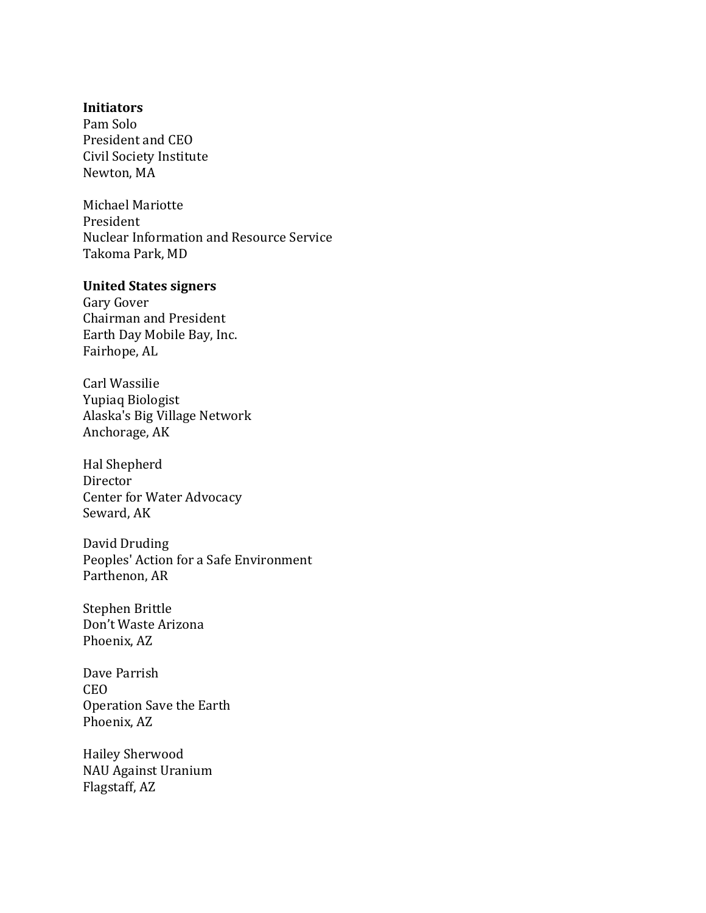**Initiators**

Pam Solo
President and CEO
Civil Society Institute
Newton, MA

Michael Mariotte
President
Nuclear Information and Resource Service
Takoma Park, MD

**United States signers**

Gary Gover
Chairman and President
Earth Day Mobile Bay, Inc.
Fairhope, AL

Carl Wassilie
Yupiaq Biologist
Alaska's Big Village Network
Anchorage, AK

Hal Shepherd
Director
Center for Water Advocacy
Seward, AK

David Druding
Peoples' Action for a Safe Environment
Parthenon, AR

Stephen Brittle
Don't Waste Arizona
Phoenix, AZ

Dave Parrish
CEO
Operation Save the Earth
Phoenix, AZ

Hailey Sherwood
NAU Against Uranium
Flagstaff, AZ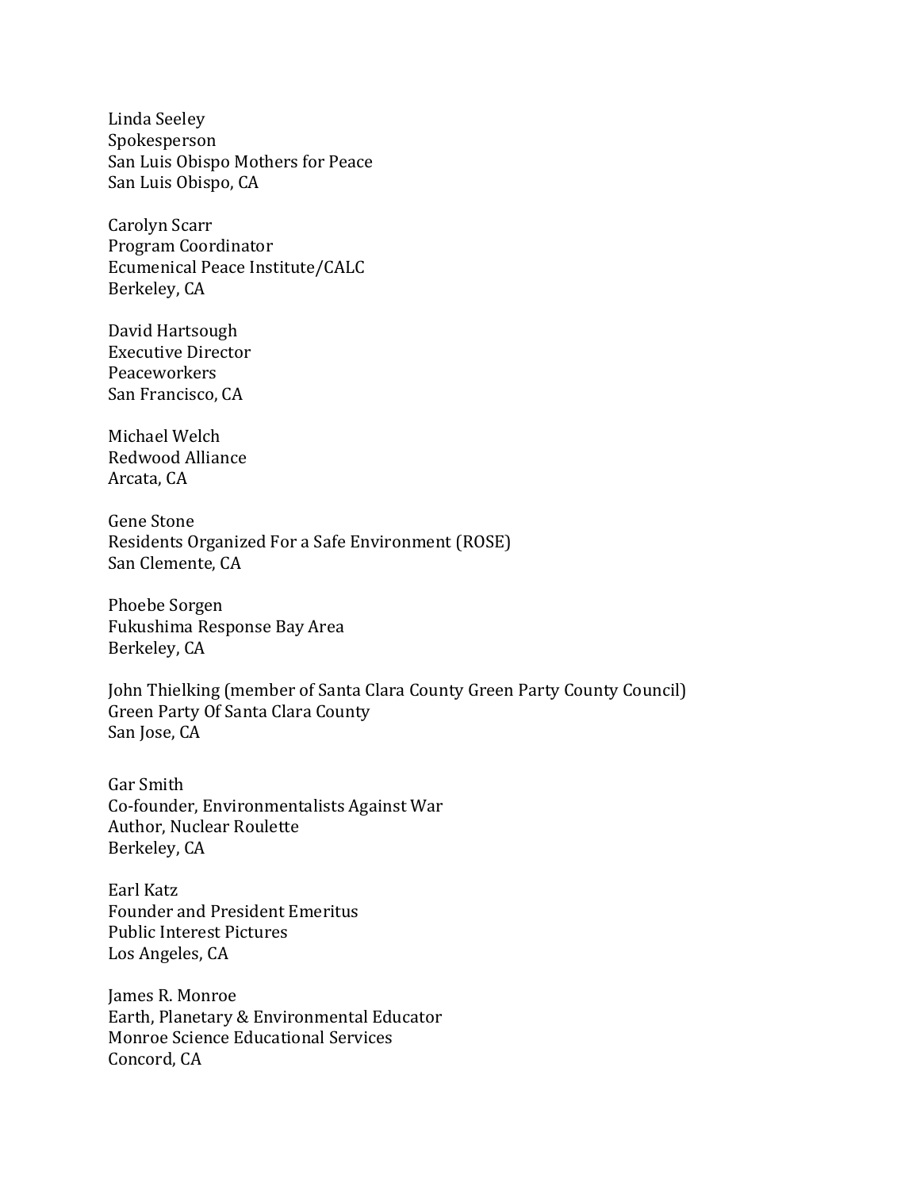Linda Seeley
Spokesperson
San Luis Obispo Mothers for Peace
San Luis Obispo, CA

Carolyn Scarr
Program Coordinator
Ecumenical Peace Institute/CALC
Berkeley, CA

David Hartsough
Executive Director
Peaceworkers
San Francisco, CA

Michael Welch
Redwood Alliance
Arcata, CA

Gene Stone
Residents Organized For a Safe Environment (ROSE)
San Clemente, CA

Phoebe Sorgen
Fukushima Response Bay Area
Berkeley, CA

John Thielking (member of Santa Clara County Green Party County Council)
Green Party Of Santa Clara County
San Jose, CA

Gar Smith
Co-founder, Environmentalists Against War
Author, Nuclear Roulette
Berkeley, CA

Earl Katz
Founder and President Emeritus
Public Interest Pictures
Los Angeles, CA

James R. Monroe
Earth, Planetary & Environmental Educator
Monroe Science Educational Services
Concord, CA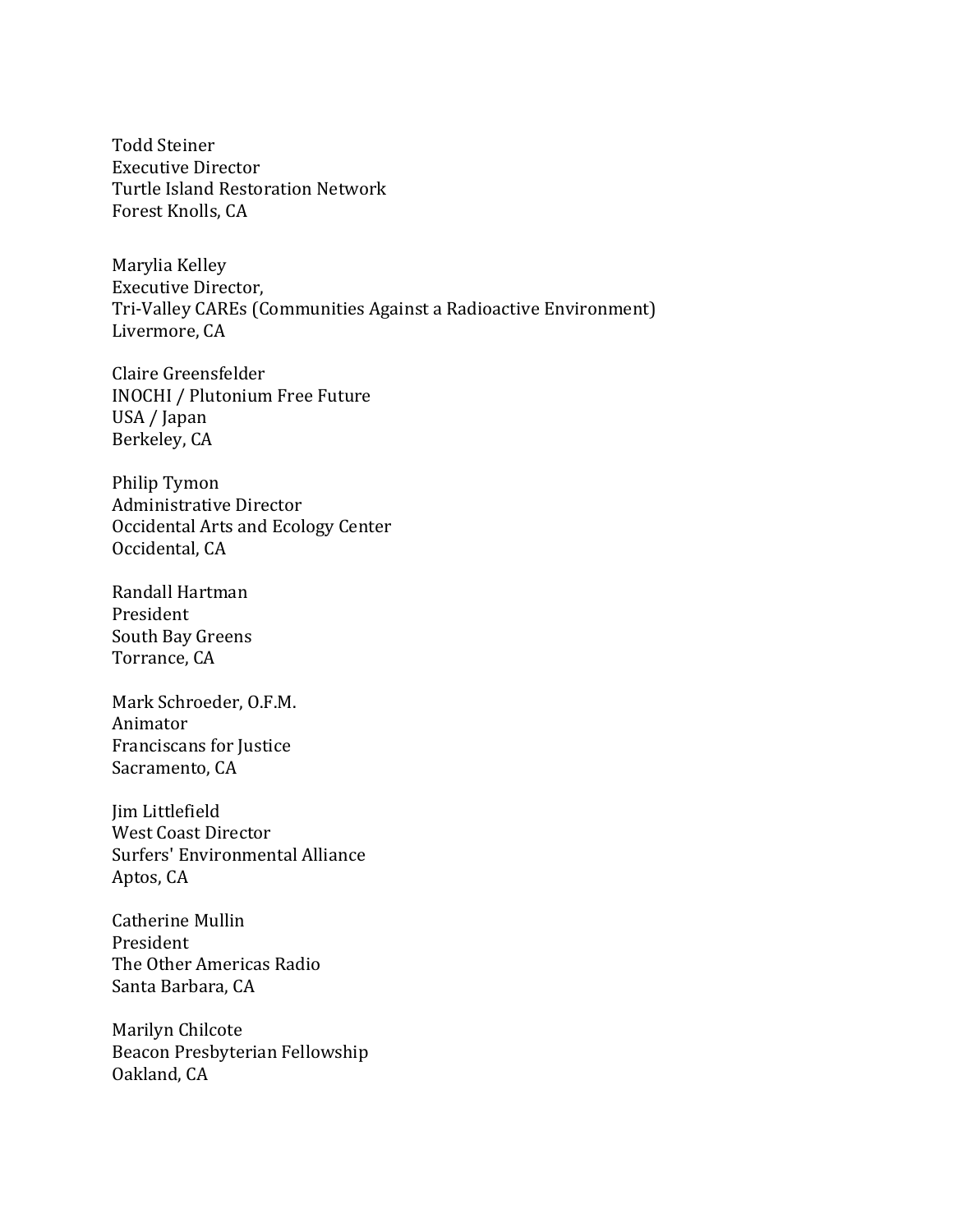Todd Steiner  
Executive Director  
Turtle Island Restoration Network  
Forest Knolls, CA

Marylia Kelley  
Executive Director,  
Tri-Valley CAREs (Communities Against a Radioactive Environment)  
Livermore, CA

Claire Greensfelder  
INOCHI / Plutonium Free Future  
USA / Japan  
Berkeley, CA

Philip Tymon  
Administrative Director  
Occidental Arts and Ecology Center  
Occidental, CA

Randall Hartman  
President  
South Bay Greens  
Torrance, CA

Mark Schroeder, O.F.M.  
Animator  
Franciscans for Justice  
Sacramento, CA

Jim Littlefield  
West Coast Director  
Surfers' Environmental Alliance  
Aptos, CA

Catherine Mullin  
President  
The Other Americas Radio  
Santa Barbara, CA

Marilyn Chilcote  
Beacon Presbyterian Fellowship  
Oakland, CA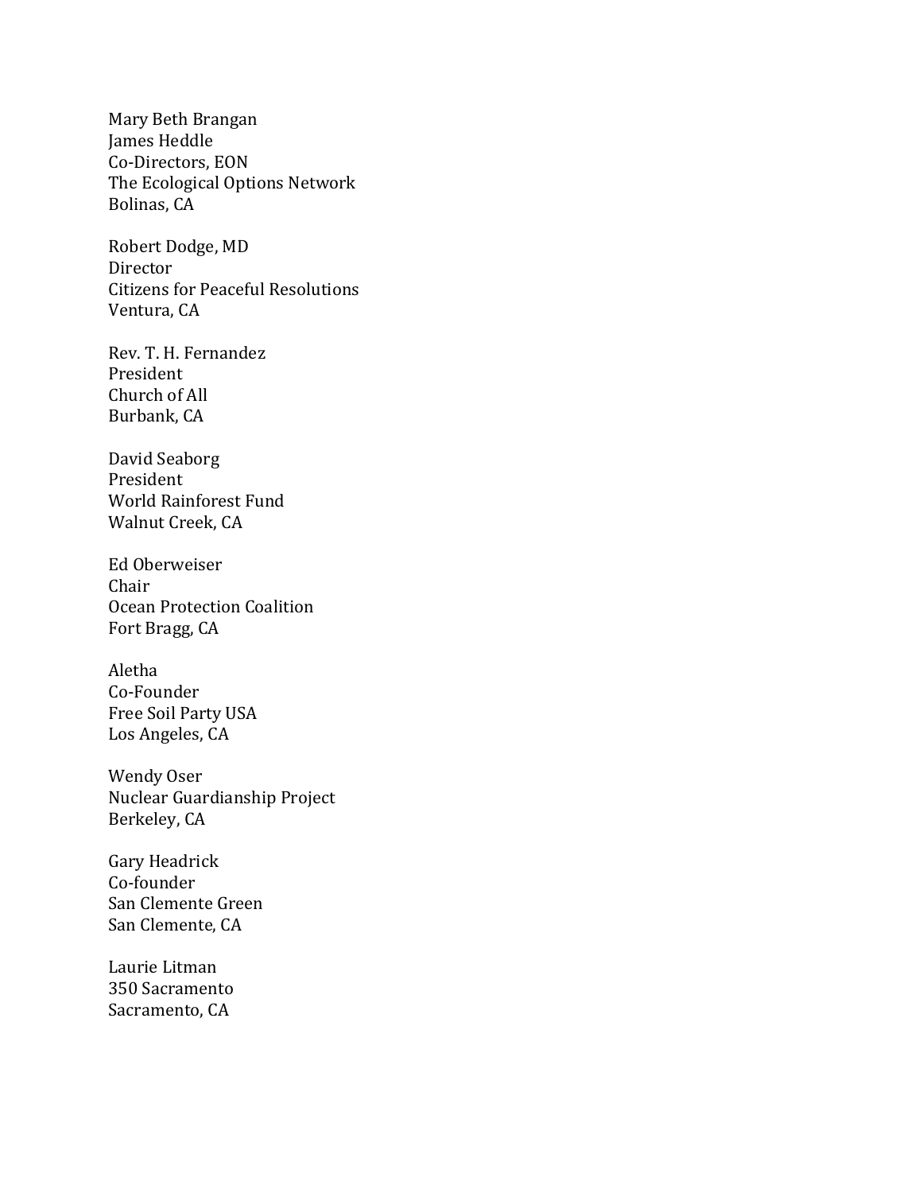Mary Beth Brangan
James Heddle
Co-Directors, EON
The Ecological Options Network
Bolinas, CA

Robert Dodge, MD
Director
Citizens for Peaceful Resolutions
Ventura, CA

Rev. T. H. Fernandez
President
Church of All
Burbank, CA

David Seaborg
President
World Rainforest Fund
Walnut Creek, CA

Ed Oberweiser
Chair
Ocean Protection Coalition
Fort Bragg, CA

Aletha
Co-Founder
Free Soil Party USA
Los Angeles, CA

Wendy Oser
Nuclear Guardianship Project
Berkeley, CA

Gary Headrick
Co-founder
San Clemente Green
San Clemente, CA

Laurie Litman
350 Sacramento
Sacramento, CA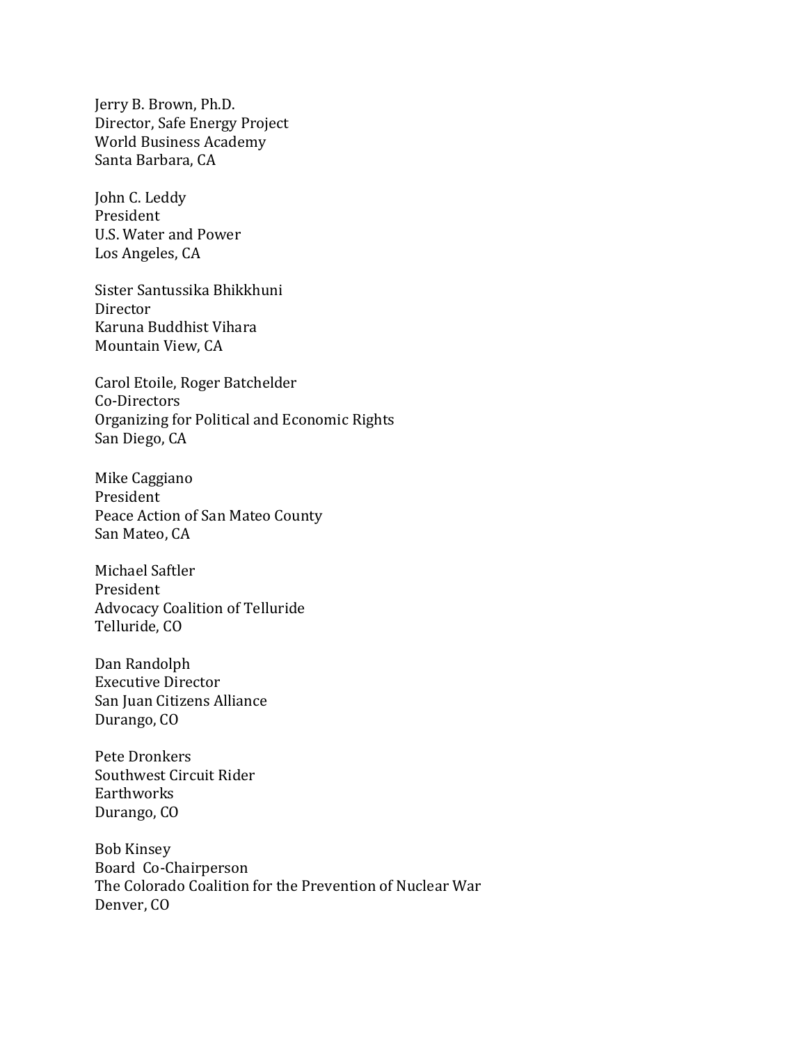Jerry B. Brown, Ph.D.
Director, Safe Energy Project
World Business Academy
Santa Barbara, CA

John C. Leddy
President
U.S. Water and Power
Los Angeles, CA

Sister Santussika Bhikkhuni
Director
Karuna Buddhist Vihara
Mountain View, CA

Carol Etoile, Roger Batchelder
Co-Directors
Organizing for Political and Economic Rights
San Diego, CA

Mike Caggiano
President
Peace Action of San Mateo County
San Mateo, CA

Michael Saftler
President
Advocacy Coalition of Telluride
Telluride, CO

Dan Randolph
Executive Director
San Juan Citizens Alliance
Durango, CO

Pete Dronkers
Southwest Circuit Rider
Earthworks
Durango, CO

Bob Kinsey
Board Co-Chairperson
The Colorado Coalition for the Prevention of Nuclear War
Denver, CO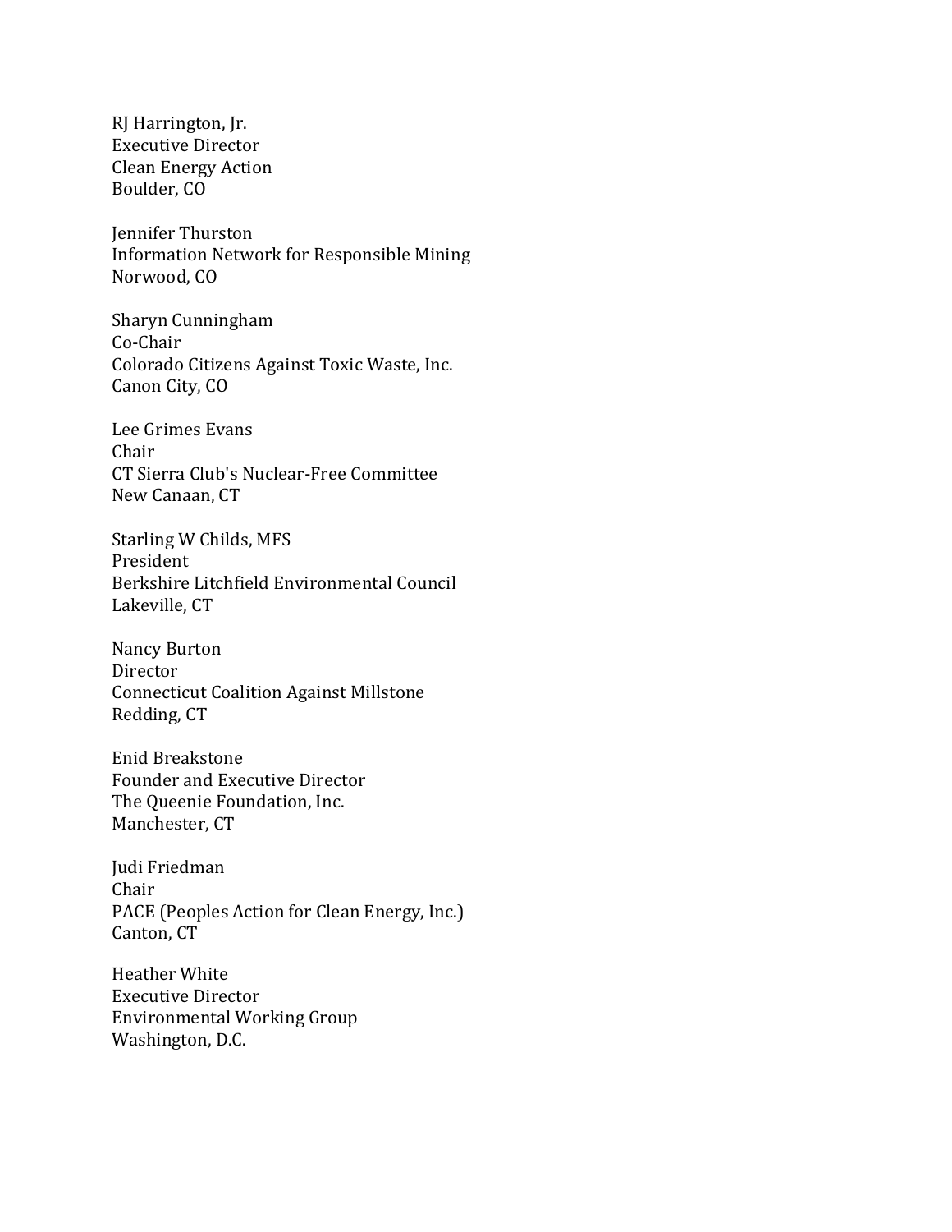RJ Harrington, Jr.
Executive Director
Clean Energy Action
Boulder, CO

Jennifer Thurston
Information Network for Responsible Mining
Norwood, CO

Sharyn Cunningham
Co-Chair
Colorado Citizens Against Toxic Waste, Inc.
Canon City, CO

Lee Grimes Evans
Chair
CT Sierra Club's Nuclear-Free Committee
New Canaan, CT

Starling W Childs, MFS
President
Berkshire Litchfield Environmental Council
Lakeville, CT

Nancy Burton
Director
Connecticut Coalition Against Millstone
Redding, CT

Enid Breakstone
Founder and Executive Director
The Queenie Foundation, Inc.
Manchester, CT

Judi Friedman
Chair
PACE (Peoples Action for Clean Energy, Inc.)
Canton, CT

Heather White
Executive Director
Environmental Working Group
Washington, D.C.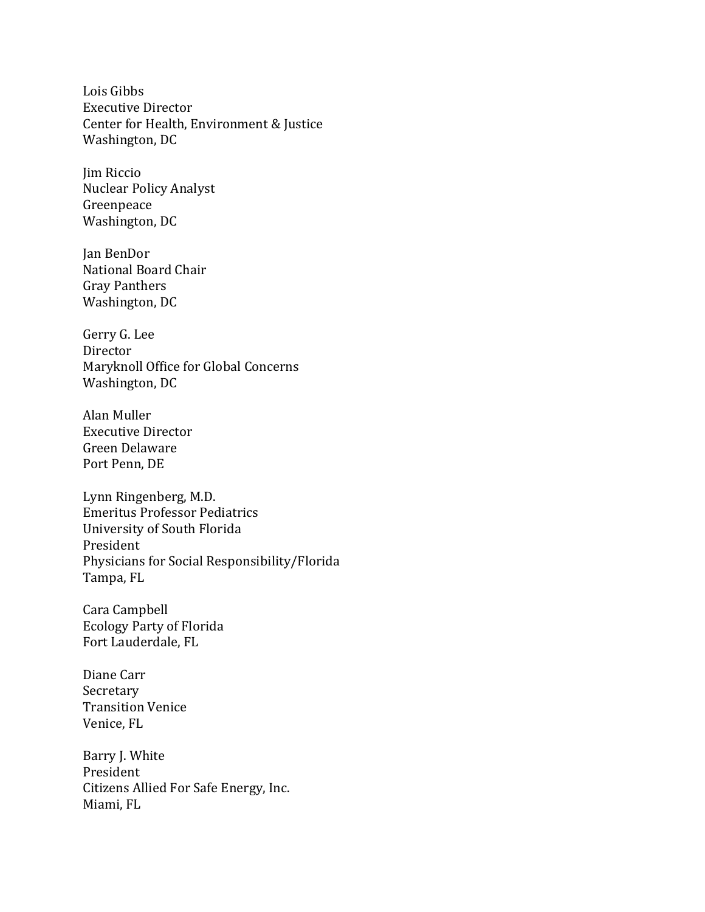Lois Gibbs
Executive Director
Center for Health, Environment & Justice
Washington, DC

Jim Riccio
Nuclear Policy Analyst
Greenpeace
Washington, DC

Jan BenDor
National Board Chair
Gray Panthers
Washington, DC

Gerry G. Lee
Director
Maryknoll Office for Global Concerns
Washington, DC

Alan Muller
Executive Director
Green Delaware
Port Penn, DE

Lynn Ringenberg, M.D.
Emeritus Professor Pediatrics
University of South Florida
President
Physicians for Social Responsibility/Florida
Tampa, FL

Cara Campbell
Ecology Party of Florida
Fort Lauderdale, FL

Diane Carr
Secretary
Transition Venice
Venice, FL

Barry J. White
President
Citizens Allied For Safe Energy, Inc.
Miami, FL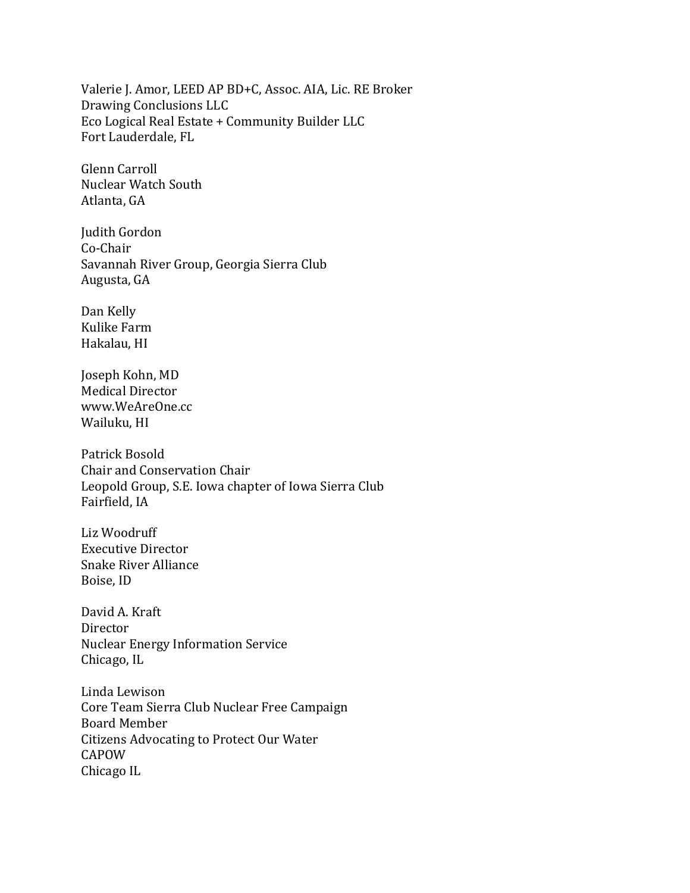Valerie J. Amor, LEED AP BD+C, Assoc. AIA, Lic. RE Broker
Drawing Conclusions LLC
Eco Logical Real Estate + Community Builder LLC
Fort Lauderdale, FL

Glenn Carroll
Nuclear Watch South
Atlanta, GA

Judith Gordon
Co-Chair
Savannah River Group, Georgia Sierra Club
Augusta, GA

Dan Kelly
Kulike Farm
Hakalau, HI

Joseph Kohn, MD
Medical Director
www.WeAreOne.cc
Wailuku, HI

Patrick Bosold
Chair and Conservation Chair
Leopold Group, S.E. Iowa chapter of Iowa Sierra Club
Fairfield, IA

Liz Woodruff
Executive Director
Snake River Alliance
Boise, ID

David A. Kraft
Director
Nuclear Energy Information Service
Chicago, IL

Linda Lewison
Core Team Sierra Club Nuclear Free Campaign
Board Member
Citizens Advocating to Protect Our Water
CAPOW
Chicago IL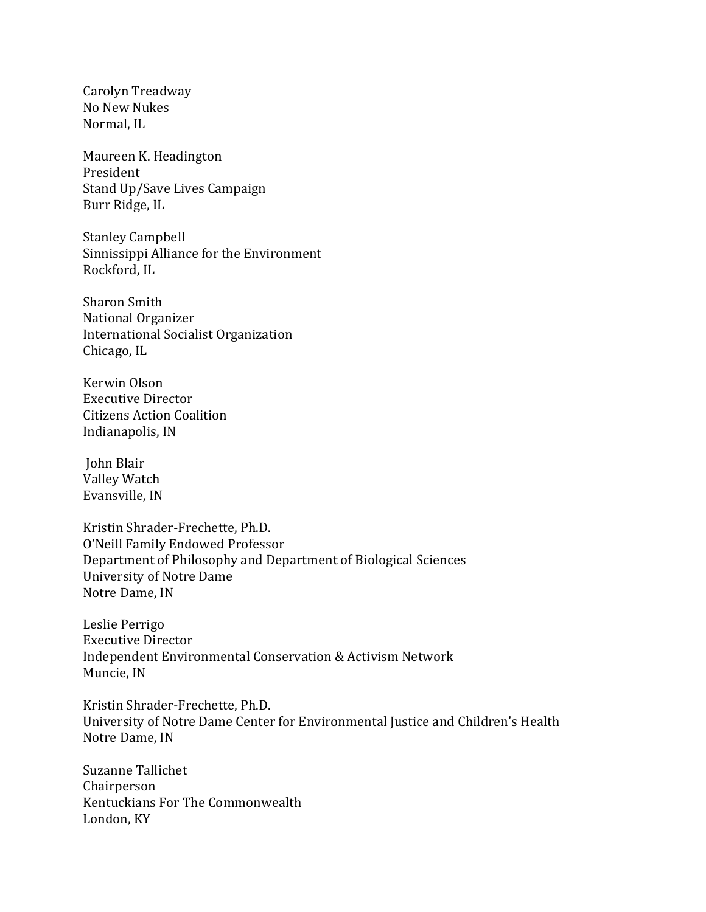Carolyn Treadway
No New Nukes
Normal, IL

Maureen K. Headington
President
Stand Up/Save Lives Campaign
Burr Ridge, IL

Stanley Campbell
Sinnissippi Alliance for the Environment
Rockford, IL

Sharon Smith
National Organizer
International Socialist Organization
Chicago, IL

Kerwin Olson
Executive Director
Citizens Action Coalition
Indianapolis, IN

John Blair
Valley Watch
Evansville, IN

Kristin Shrader-Frechette, Ph.D.
O'Neill Family Endowed Professor
Department of Philosophy and Department of Biological Sciences
University of Notre Dame
Notre Dame, IN

Leslie Perrigo
Executive Director
Independent Environmental Conservation & Activism Network
Muncie, IN

Kristin Shrader-Frechette, Ph.D.
University of Notre Dame Center for Environmental Justice and Children's Health
Notre Dame, IN

Suzanne Tallichet
Chairperson
Kentuckians For The Commonwealth
London, KY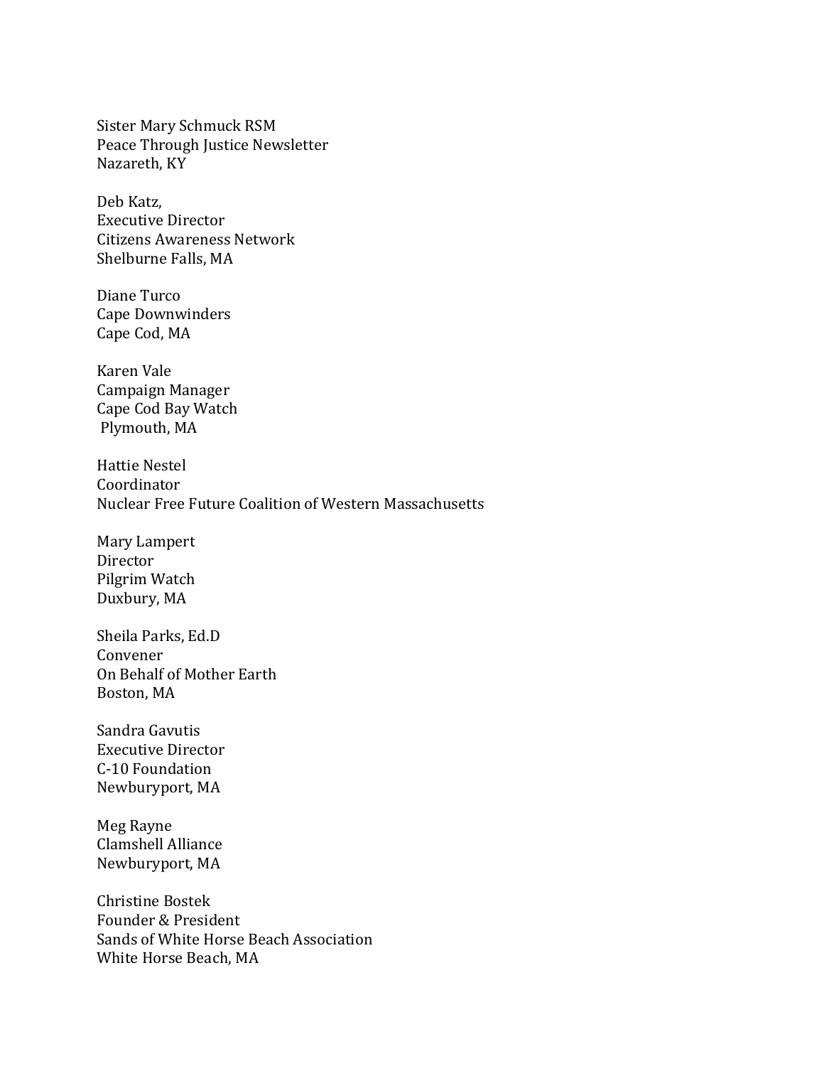Sister Mary Schmuck RSM  
Peace Through Justice Newsletter  
Nazareth, KY

Deb Katz,  
Executive Director  
Citizens Awareness Network  
Shelburne Falls, MA

Diane Turco  
Cape Downwinders  
Cape Cod, MA

Karen Vale  
Campaign Manager  
Cape Cod Bay Watch  
Plymouth, MA

Hattie Nestel  
Coordinator  
Nuclear Free Future Coalition of Western Massachusetts

Mary Lampert  
Director  
Pilgrim Watch  
Duxbury, MA

Sheila Parks, Ed.D  
Convener  
On Behalf of Mother Earth  
Boston, MA

Sandra Gavutis  
Executive Director  
C-10 Foundation  
Newburyport, MA

Meg Rayne  
Clamshell Alliance  
Newburyport, MA

Christine Bostek  
Founder & President  
Sands of White Horse Beach Association  
White Horse Beach, MA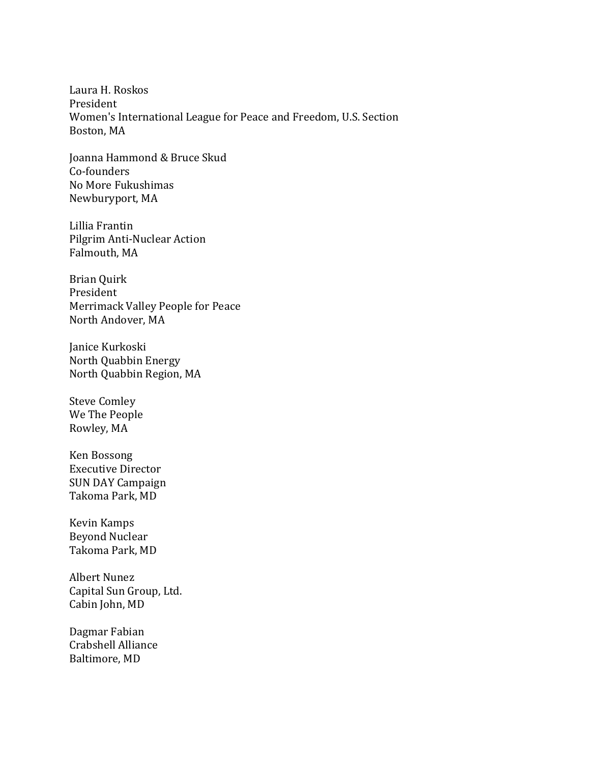Laura H. Roskos
President
Women's International League for Peace and Freedom, U.S. Section
Boston, MA

Joanna Hammond & Bruce Skud
Co-founders
No More Fukushimas
Newburyport, MA

Lillia Frantin
Pilgrim Anti-Nuclear Action
Falmouth, MA

Brian Quirk
President
Merrimack Valley People for Peace
North Andover, MA

Janice Kurkoski
North Quabbin Energy
North Quabbin Region, MA

Steve Comley
We The People
Rowley, MA

Ken Bossong
Executive Director
SUN DAY Campaign
Takoma Park, MD

Kevin Kamps
Beyond Nuclear
Takoma Park, MD

Albert Nunez
Capital Sun Group, Ltd.
Cabin John, MD

Dagmar Fabian
Crabshell Alliance
Baltimore, MD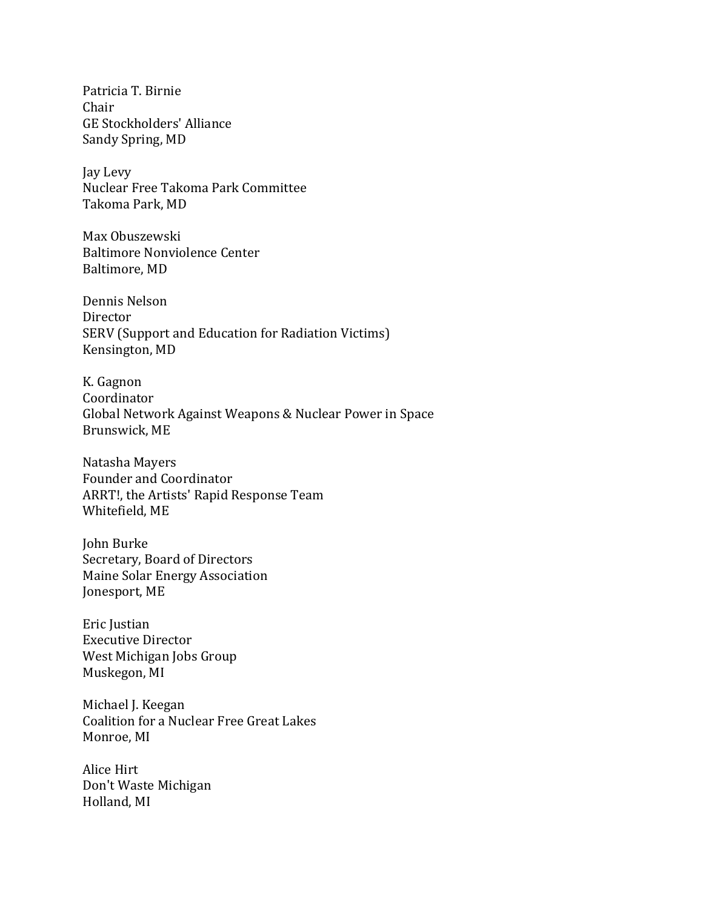Patricia T. Birnie
Chair
GE Stockholders' Alliance
Sandy Spring, MD

Jay Levy
Nuclear Free Takoma Park Committee
Takoma Park, MD

Max Obuszewski
Baltimore Nonviolence Center
Baltimore, MD

Dennis Nelson
Director
SERV (Support and Education for Radiation Victims)
Kensington, MD

K. Gagnon
Coordinator
Global Network Against Weapons & Nuclear Power in Space
Brunswick, ME

Natasha Mayers
Founder and Coordinator
ARRT!, the Artists' Rapid Response Team
Whitefield, ME

John Burke
Secretary, Board of Directors
Maine Solar Energy Association
Jonesport, ME

Eric Justian
Executive Director
West Michigan Jobs Group
Muskegon, MI

Michael J. Keegan
Coalition for a Nuclear Free Great Lakes
Monroe, MI

Alice Hirt
Don't Waste Michigan
Holland, MI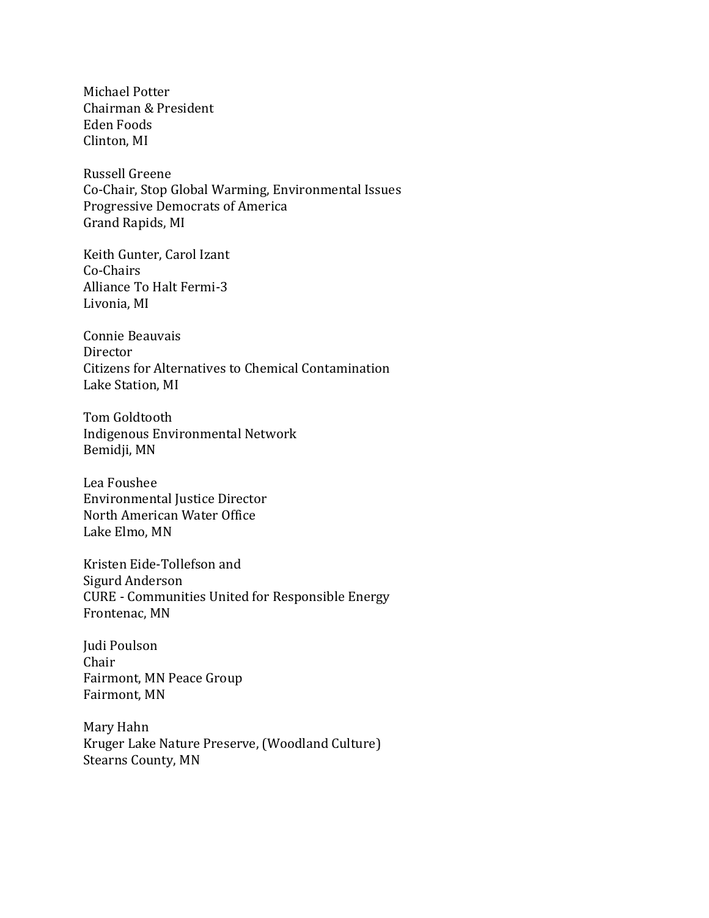Michael Potter  
Chairman & President  
Eden Foods  
Clinton, MI

Russell Greene  
Co-Chair, Stop Global Warming, Environmental Issues  
Progressive Democrats of America  
Grand Rapids, MI

Keith Gunter, Carol Izant  
Co-Chairs  
Alliance To Halt Fermi-3  
Livonia, MI

Connie Beauvais  
Director  
Citizens for Alternatives to Chemical Contamination  
Lake Station, MI

Tom Goldtooth  
Indigenous Environmental Network  
Bemidji, MN

Lea Foushee  
Environmental Justice Director  
North American Water Office  
Lake Elmo, MN

Kristen Eide-Tollefson and  
Sigurd Anderson  
CURE - Communities United for Responsible Energy  
Frontenac, MN

Judi Poulson  
Chair  
Fairmont, MN Peace Group  
Fairmont, MN

Mary Hahn  
Kruger Lake Nature Preserve, (Woodland Culture)  
Stearns County, MN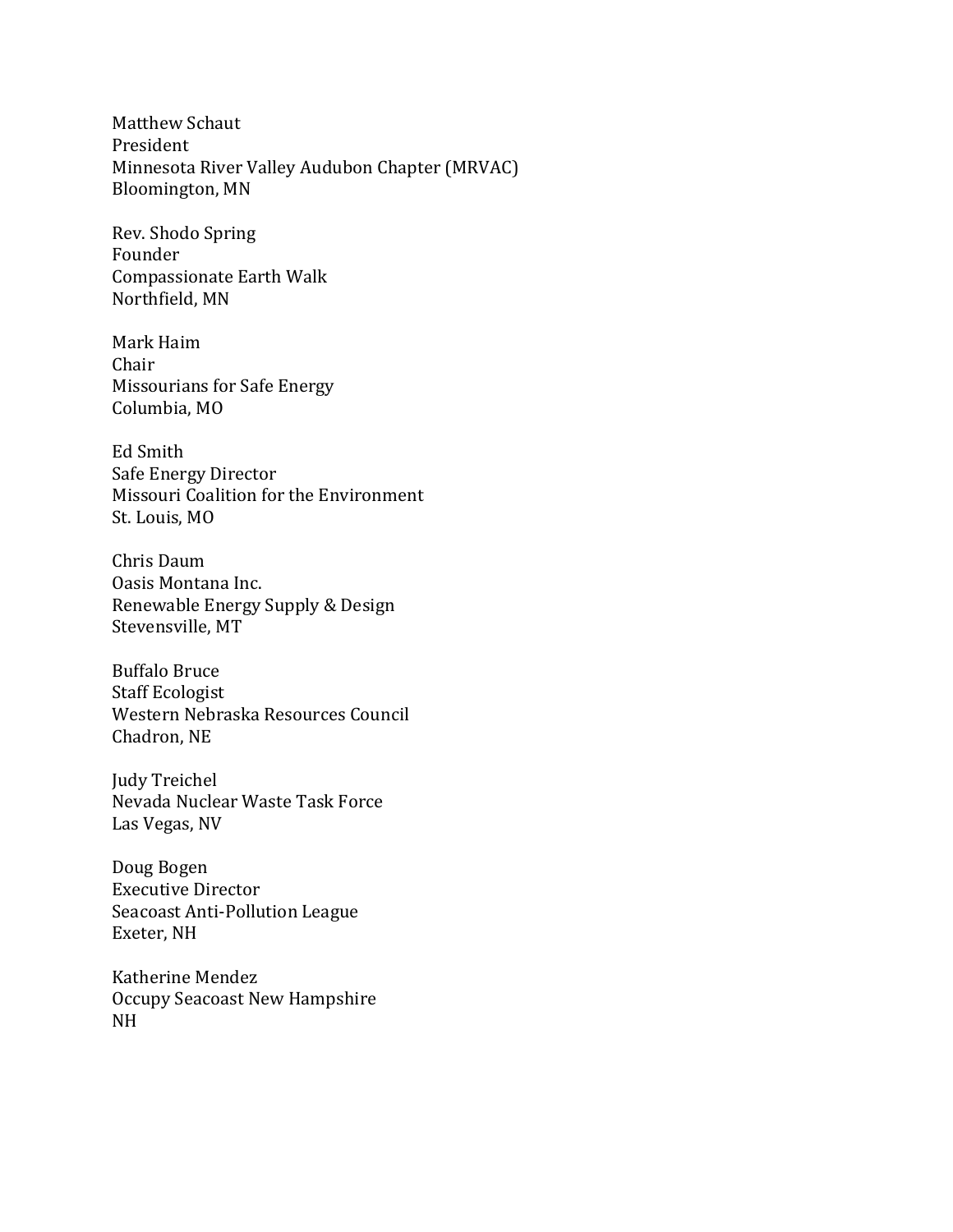Matthew Schaut
President
Minnesota River Valley Audubon Chapter (MRVAC)
Bloomington, MN

Rev. Shodo Spring
Founder
Compassionate Earth Walk
Northfield, MN

Mark Haim
Chair
Missourians for Safe Energy
Columbia, MO

Ed Smith
Safe Energy Director
Missouri Coalition for the Environment
St. Louis, MO

Chris Daum
Oasis Montana Inc.
Renewable Energy Supply & Design
Stevensville, MT

Buffalo Bruce
Staff Ecologist
Western Nebraska Resources Council
Chadron, NE

Judy Treichel
Nevada Nuclear Waste Task Force
Las Vegas, NV

Doug Bogen
Executive Director
Seacoast Anti-Pollution League
Exeter, NH

Katherine Mendez
Occupy Seacoast New Hampshire
NH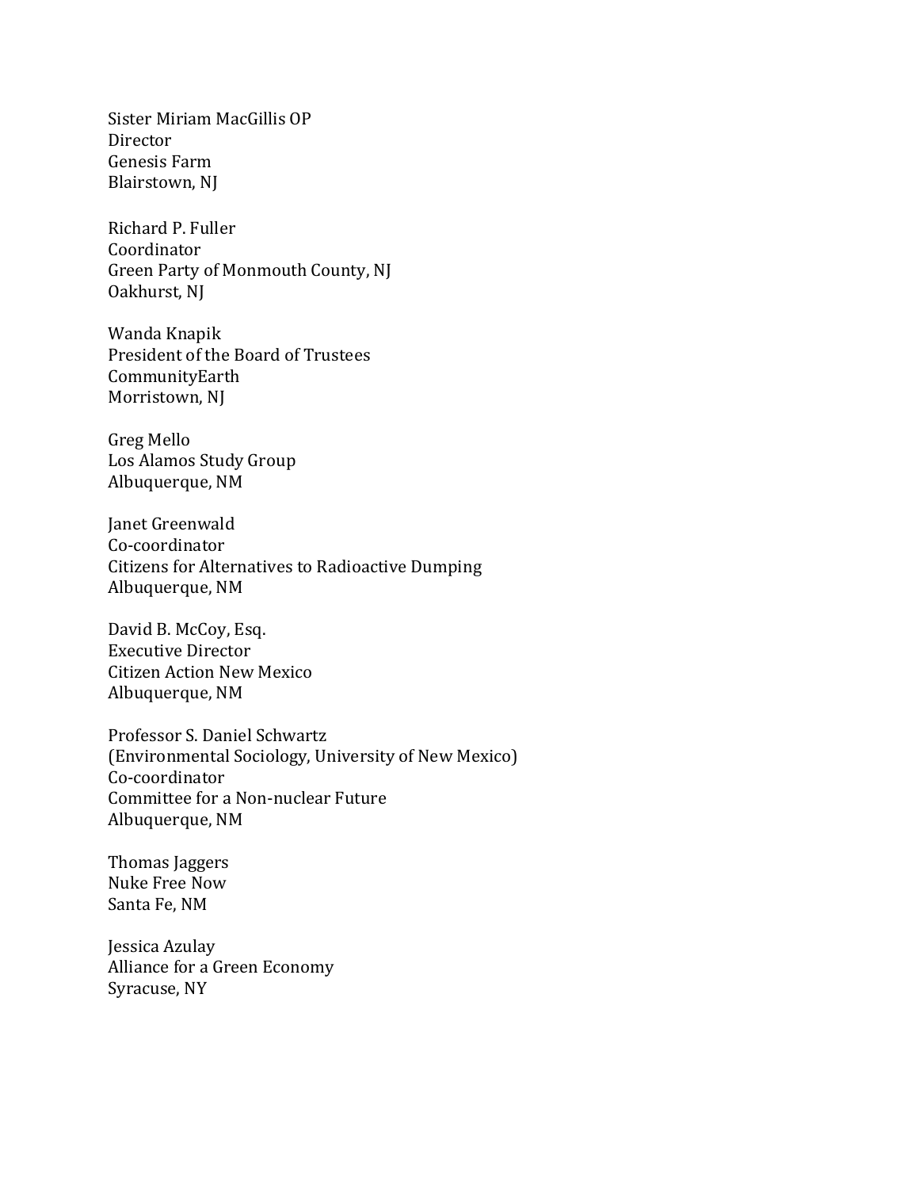Sister Miriam MacGillis OP
Director
Genesis Farm
Blairstown, NJ

Richard P. Fuller
Coordinator
Green Party of Monmouth County, NJ
Oakhurst, NJ

Wanda Knapik
President of the Board of Trustees
CommunityEarth
Morristown, NJ

Greg Mello
Los Alamos Study Group
Albuquerque, NM

Janet Greenwald
Co-coordinator
Citizens for Alternatives to Radioactive Dumping
Albuquerque, NM

David B. McCoy, Esq.
Executive Director
Citizen Action New Mexico
Albuquerque, NM

Professor S. Daniel Schwartz
(Environmental Sociology, University of New Mexico)
Co-coordinator
Committee for a Non-nuclear Future
Albuquerque, NM

Thomas Jaggers
Nuke Free Now
Santa Fe, NM

Jessica Azulay
Alliance for a Green Economy
Syracuse, NY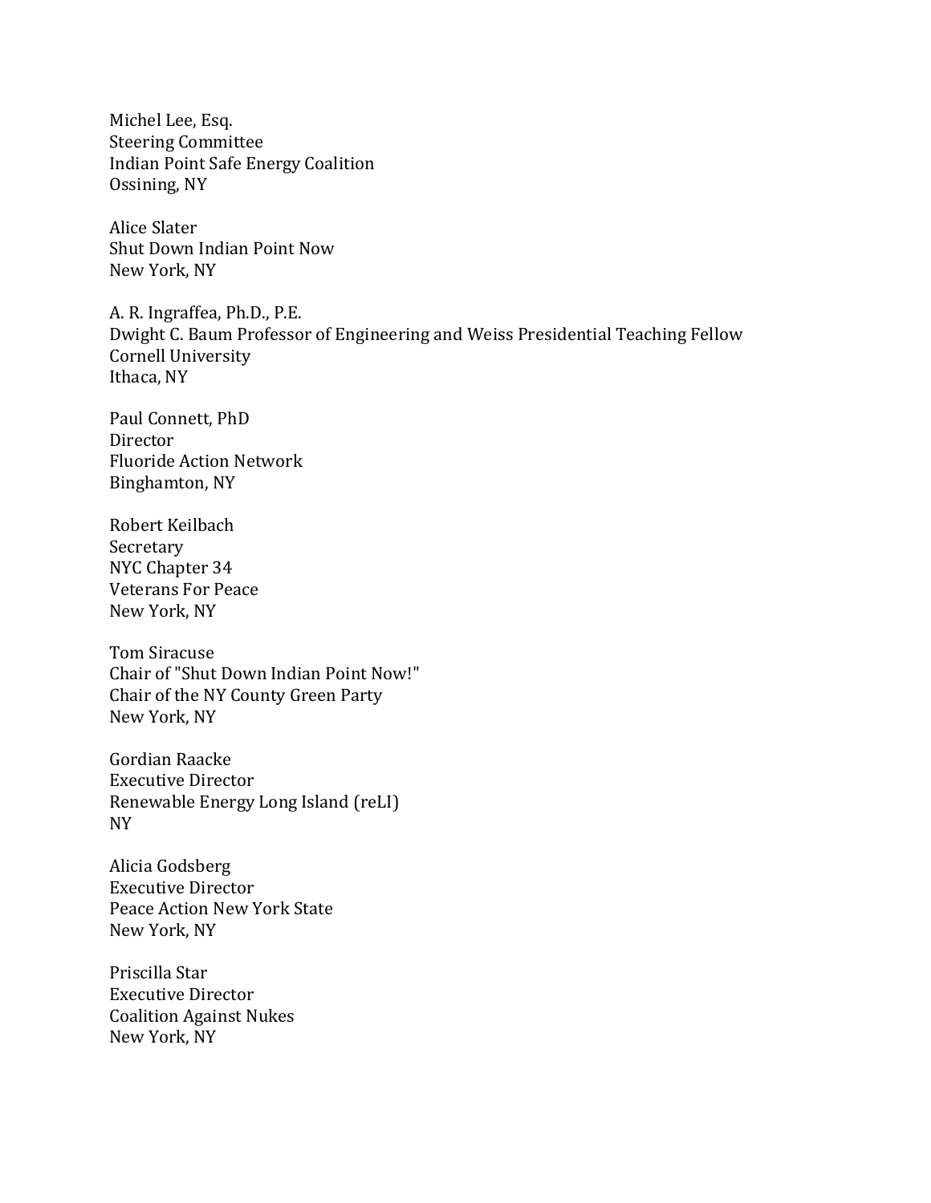Michel Lee, Esq.
Steering Committee
Indian Point Safe Energy Coalition
Ossining, NY

Alice Slater
Shut Down Indian Point Now
New York, NY

A. R. Ingraffea, Ph.D., P.E.
Dwight C. Baum Professor of Engineering and Weiss Presidential Teaching Fellow
Cornell University
Ithaca, NY

Paul Connett, PhD
Director
Fluoride Action Network
Binghamton, NY

Robert Keilbach
Secretary
NYC Chapter 34
Veterans For Peace
New York, NY

Tom Siracuse
Chair of "Shut Down Indian Point Now!"
Chair of the NY County Green Party
New York, NY

Gordian Raacke
Executive Director
Renewable Energy Long Island (reLI)
NY

Alicia Godsberg
Executive Director
Peace Action New York State
New York, NY

Priscilla Star
Executive Director
Coalition Against Nukes
New York, NY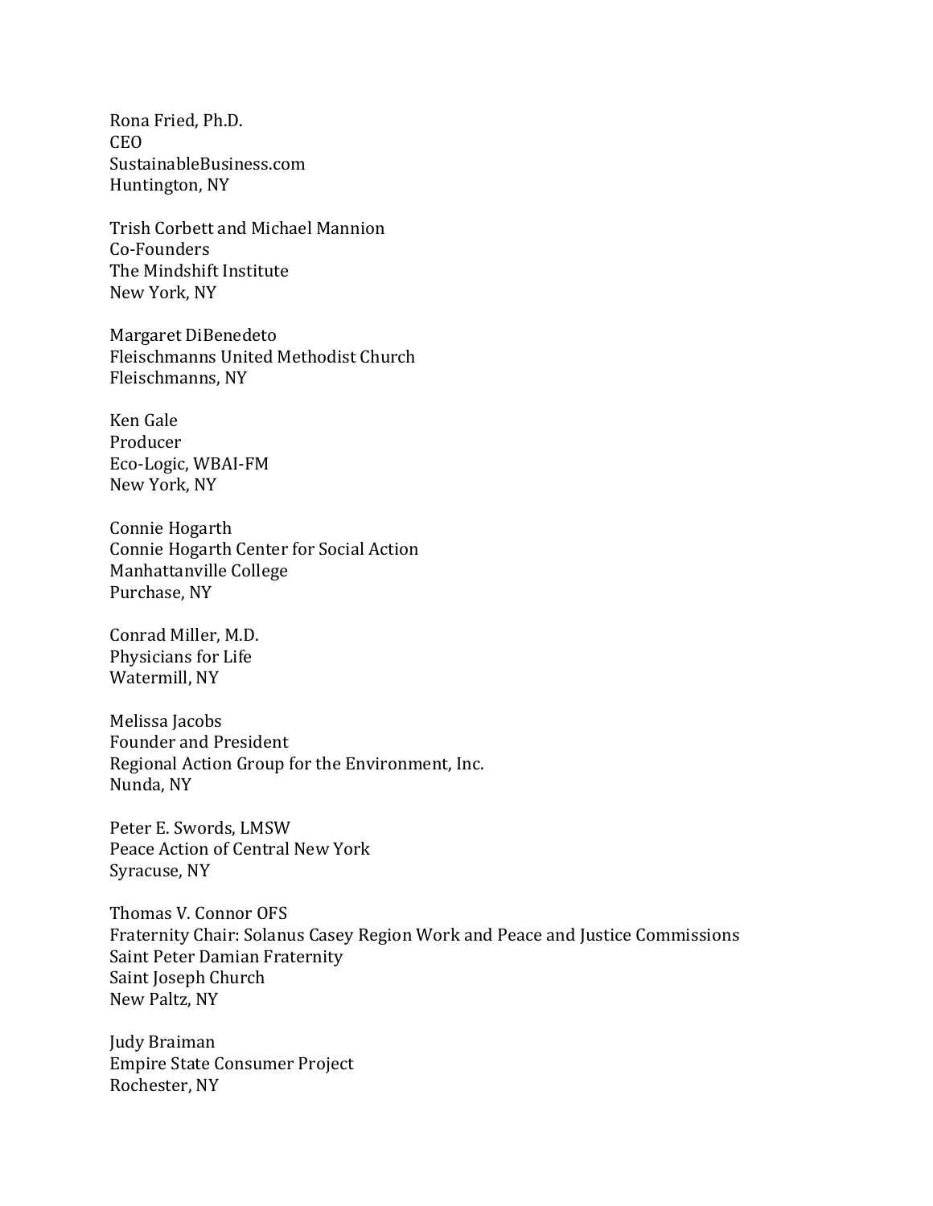Rona Fried, Ph.D.
CEO
SustainableBusiness.com
Huntington, NY

Trish Corbett and Michael Mannion
Co-Founders
The Mindshift Institute
New York, NY

Margaret DiBenedeto
Fleischmanns United Methodist Church
Fleischmanns, NY

Ken Gale
Producer
Eco-Logic, WBAI-FM
New York, NY

Connie Hogarth
Connie Hogarth Center for Social Action
Manhattanville College
Purchase, NY

Conrad Miller, M.D.
Physicians for Life
Watermill, NY

Melissa Jacobs
Founder and President
Regional Action Group for the Environment, Inc.
Nunda, NY

Peter E. Swords, LMSW
Peace Action of Central New York
Syracuse, NY

Thomas V. Connor OFS
Fraternity Chair: Solanus Casey Region Work and Peace and Justice Commissions
Saint Peter Damian Fraternity
Saint Joseph Church
New Paltz, NY

Judy Braiman
Empire State Consumer Project
Rochester, NY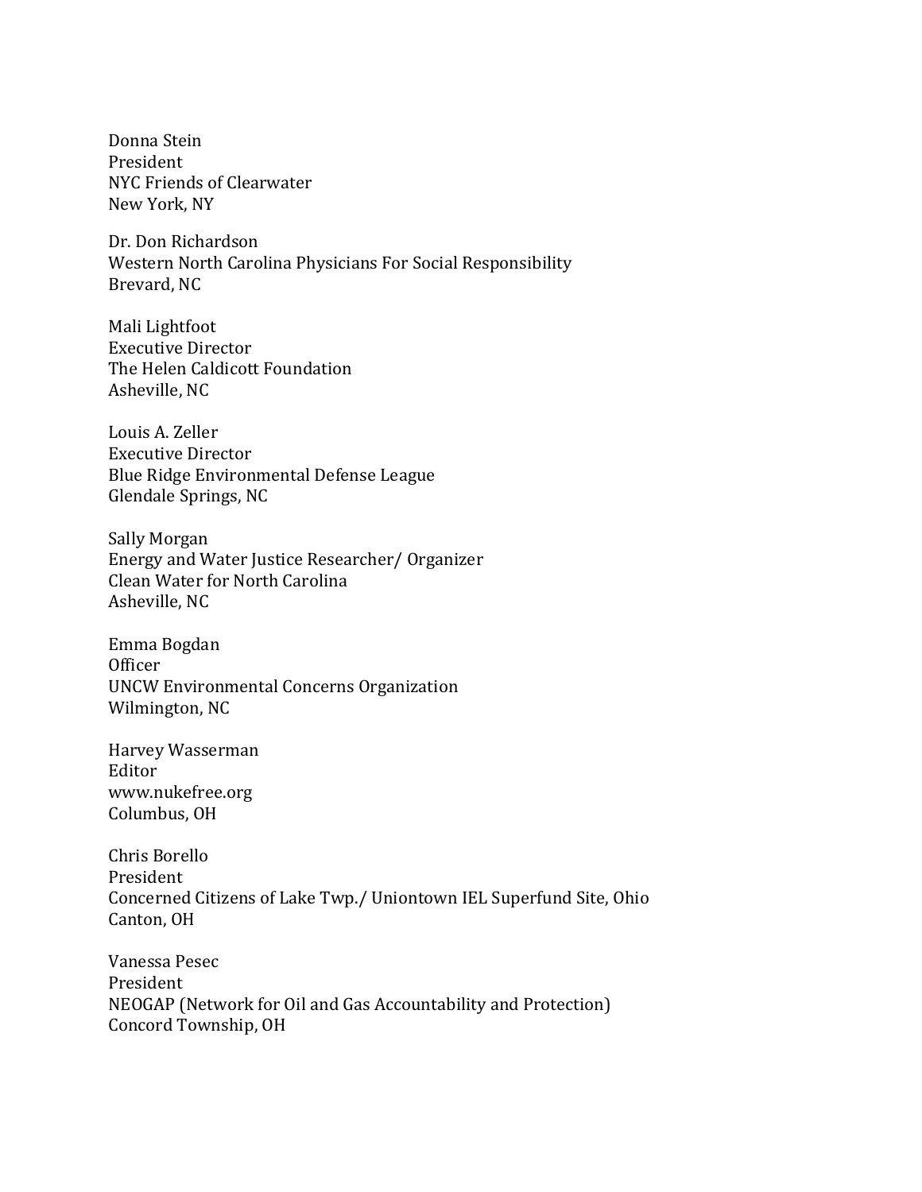Donna Stein
President
NYC Friends of Clearwater
New York, NY

Dr. Don Richardson
Western North Carolina Physicians For Social Responsibility
Brevard, NC

Mali Lightfoot
Executive Director
The Helen Caldicott Foundation
Asheville, NC

Louis A. Zeller
Executive Director
Blue Ridge Environmental Defense League
Glendale Springs, NC

Sally Morgan
Energy and Water Justice Researcher/ Organizer
Clean Water for North Carolina
Asheville, NC

Emma Bogdan
Officer
UNCW Environmental Concerns Organization
Wilmington, NC

Harvey Wasserman
Editor
www.nukefree.org
Columbus, OH

Chris Borello
President
Concerned Citizens of Lake Twp./ Uniontown IEL Superfund Site, Ohio
Canton, OH

Vanessa Pesec
President
NEOGAP (Network for Oil and Gas Accountability and Protection)
Concord Township, OH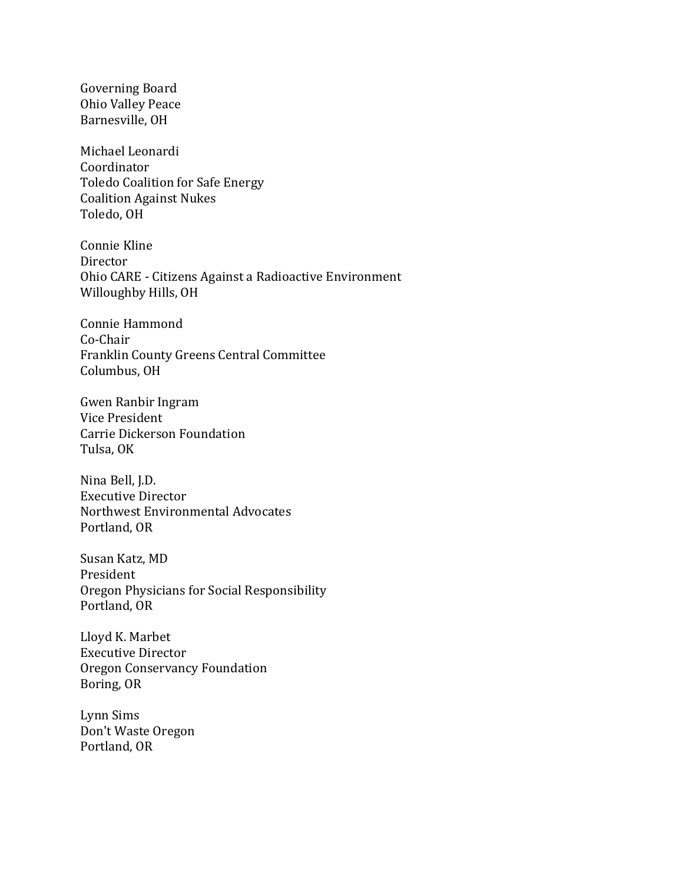Governing Board
Ohio Valley Peace
Barnesville, OH

Michael Leonardi
Coordinator
Toledo Coalition for Safe Energy
Coalition Against Nukes
Toledo, OH

Connie Kline
Director
Ohio CARE - Citizens Against a Radioactive Environment
Willoughby Hills, OH

Connie Hammond
Co-Chair
Franklin County Greens Central Committee
Columbus, OH

Gwen Ranbir Ingram
Vice President
Carrie Dickerson Foundation
Tulsa, OK

Nina Bell, J.D.
Executive Director
Northwest Environmental Advocates
Portland, OR

Susan Katz, MD
President
Oregon Physicians for Social Responsibility
Portland, OR

Lloyd K. Marbet
Executive Director
Oregon Conservancy Foundation
Boring, OR

Lynn Sims
Don't Waste Oregon
Portland, OR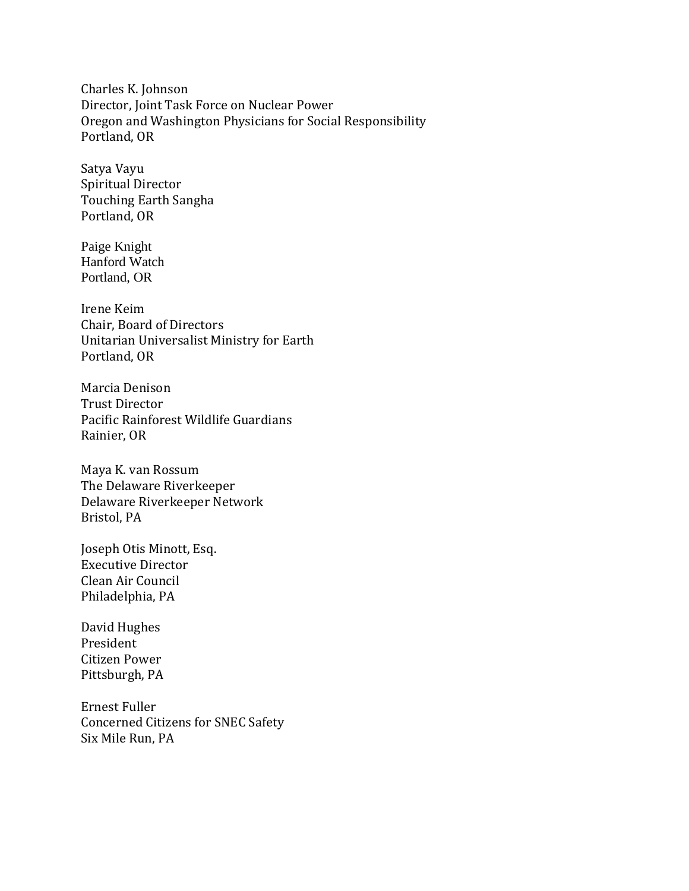Charles K. Johnson
Director, Joint Task Force on Nuclear Power
Oregon and Washington Physicians for Social Responsibility
Portland, OR

Satya Vayu
Spiritual Director
Touching Earth Sangha
Portland, OR

Paige Knight
Hanford Watch
Portland, OR

Irene Keim
Chair, Board of Directors
Unitarian Universalist Ministry for Earth
Portland, OR

Marcia Denison
Trust Director
Pacific Rainforest Wildlife Guardians
Rainier, OR

Maya K. van Rossum
The Delaware Riverkeeper
Delaware Riverkeeper Network
Bristol, PA

Joseph Otis Minott, Esq.
Executive Director
Clean Air Council
Philadelphia, PA

David Hughes
President
Citizen Power
Pittsburgh, PA

Ernest Fuller
Concerned Citizens for SNEC Safety
Six Mile Run, PA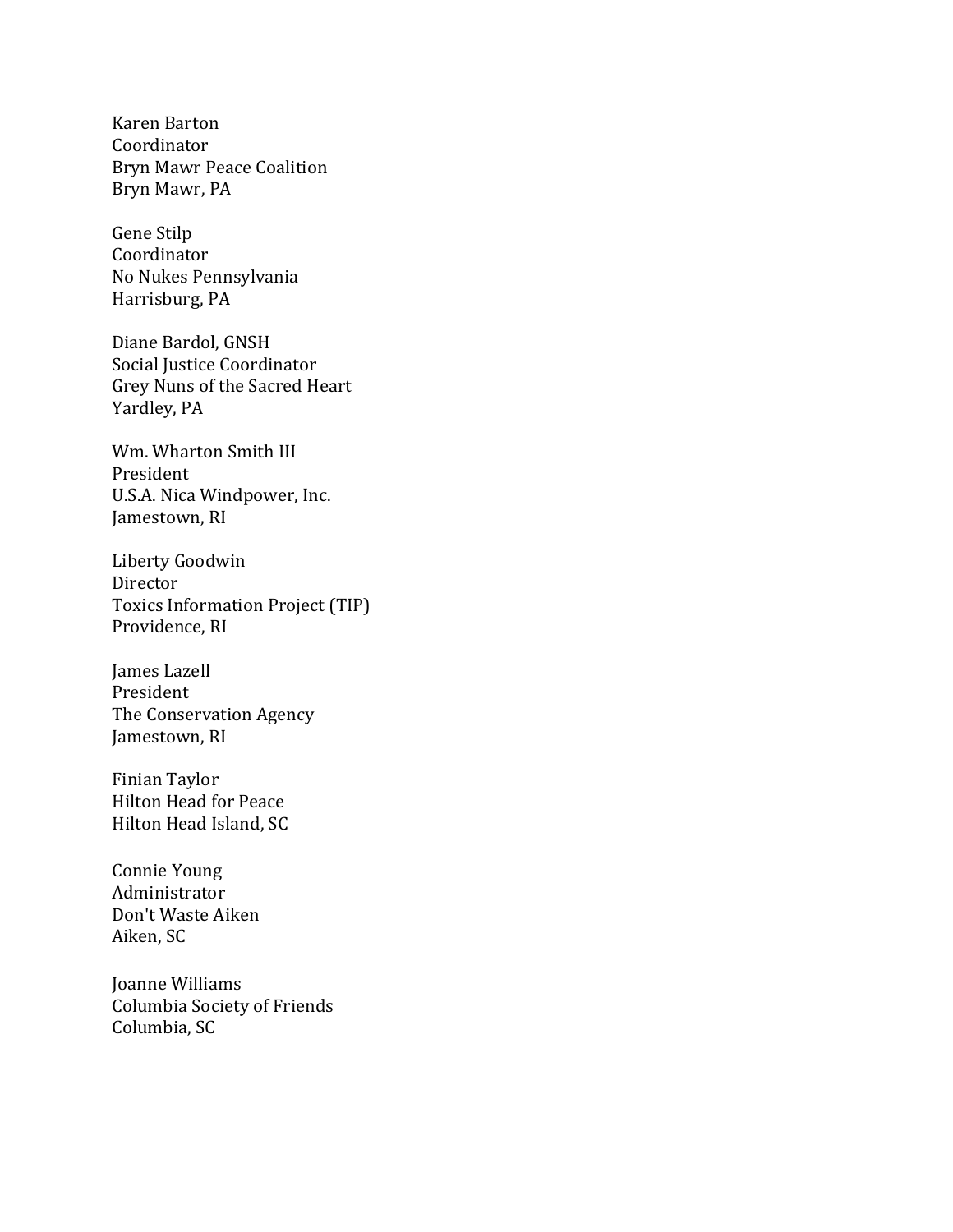Karen Barton
Coordinator
Bryn Mawr Peace Coalition
Bryn Mawr, PA

Gene Stilp
Coordinator
No Nukes Pennsylvania
Harrisburg, PA

Diane Bardol, GNSH
Social Justice Coordinator
Grey Nuns of the Sacred Heart
Yardley, PA

Wm. Wharton Smith III
President
U.S.A. Nica Windpower, Inc.
Jamestown, RI

Liberty Goodwin
Director
Toxics Information Project (TIP)
Providence, RI

James Lazell
President
The Conservation Agency
Jamestown, RI

Finian Taylor
Hilton Head for Peace
Hilton Head Island, SC

Connie Young
Administrator
Don't Waste Aiken
Aiken, SC

Joanne Williams
Columbia Society of Friends
Columbia, SC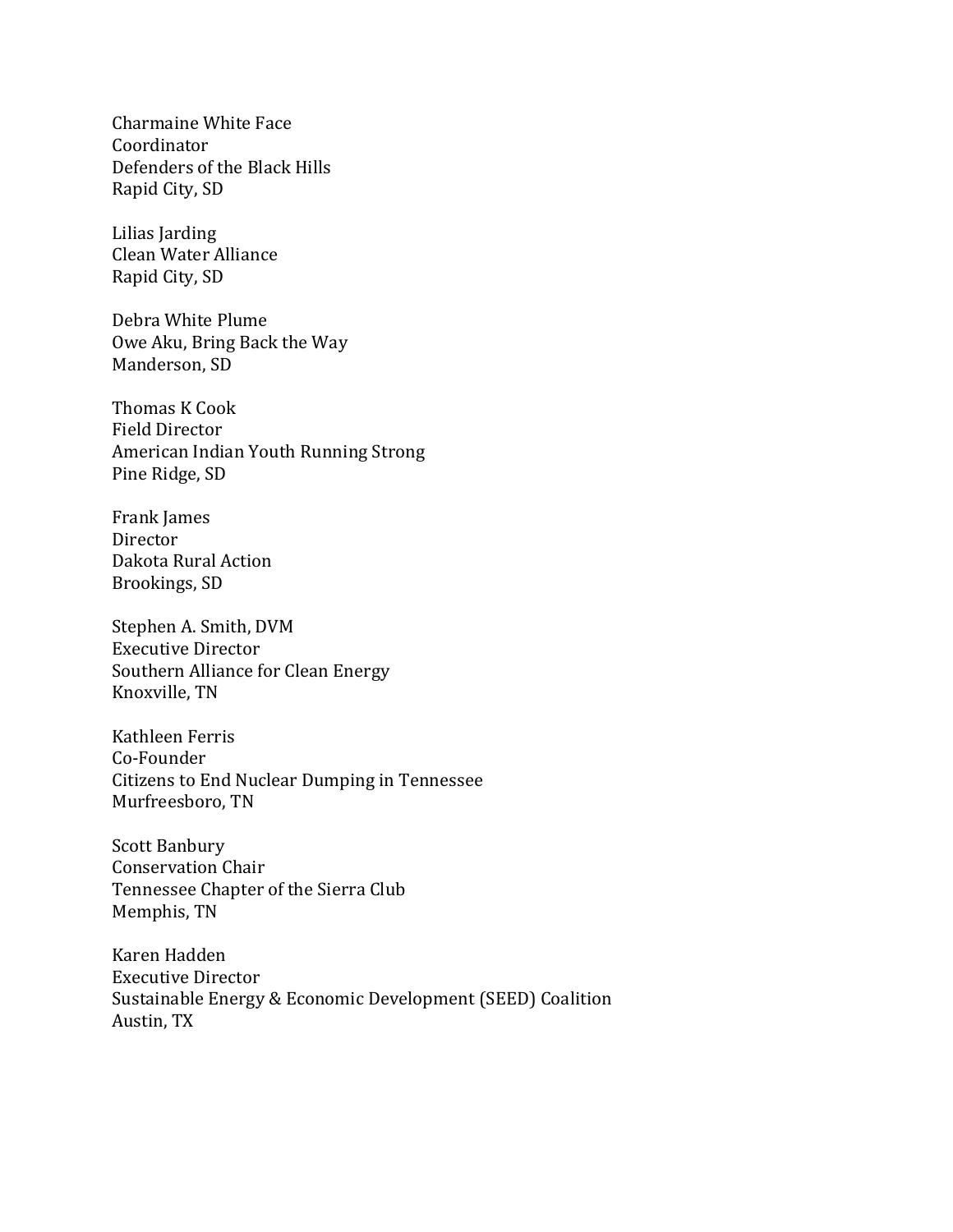Charmaine White Face
Coordinator
Defenders of the Black Hills
Rapid City, SD

Lilias Jarding
Clean Water Alliance
Rapid City, SD

Debra White Plume
Owe Aku, Bring Back the Way
Manderson, SD

Thomas K Cook
Field Director
American Indian Youth Running Strong
Pine Ridge, SD

Frank James
Director
Dakota Rural Action
Brookings, SD

Stephen A. Smith, DVM
Executive Director
Southern Alliance for Clean Energy
Knoxville, TN

Kathleen Ferris
Co-Founder
Citizens to End Nuclear Dumping in Tennessee
Murfreesboro, TN

Scott Banbury
Conservation Chair
Tennessee Chapter of the Sierra Club
Memphis, TN

Karen Hadden
Executive Director
Sustainable Energy & Economic Development (SEED) Coalition
Austin, TX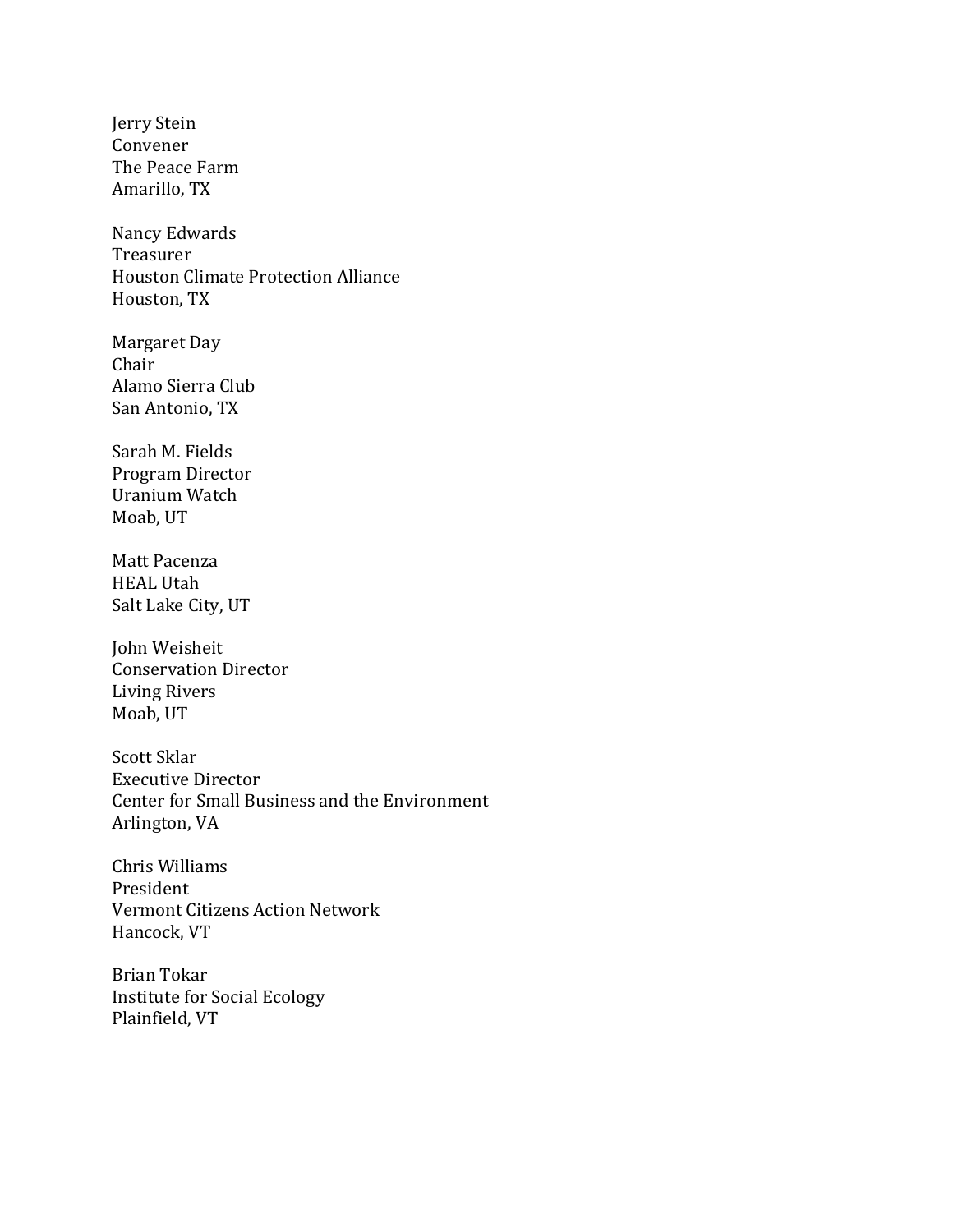Jerry Stein
Convener
The Peace Farm
Amarillo, TX

Nancy Edwards
Treasurer
Houston Climate Protection Alliance
Houston, TX

Margaret Day
Chair
Alamo Sierra Club
San Antonio, TX

Sarah M. Fields
Program Director
Uranium Watch
Moab, UT

Matt Pacenza
HEAL Utah
Salt Lake City, UT

John Weisheit
Conservation Director
Living Rivers
Moab, UT

Scott Sklar
Executive Director
Center for Small Business and the Environment
Arlington, VA

Chris Williams
President
Vermont Citizens Action Network
Hancock, VT

Brian Tokar
Institute for Social Ecology
Plainfield, VT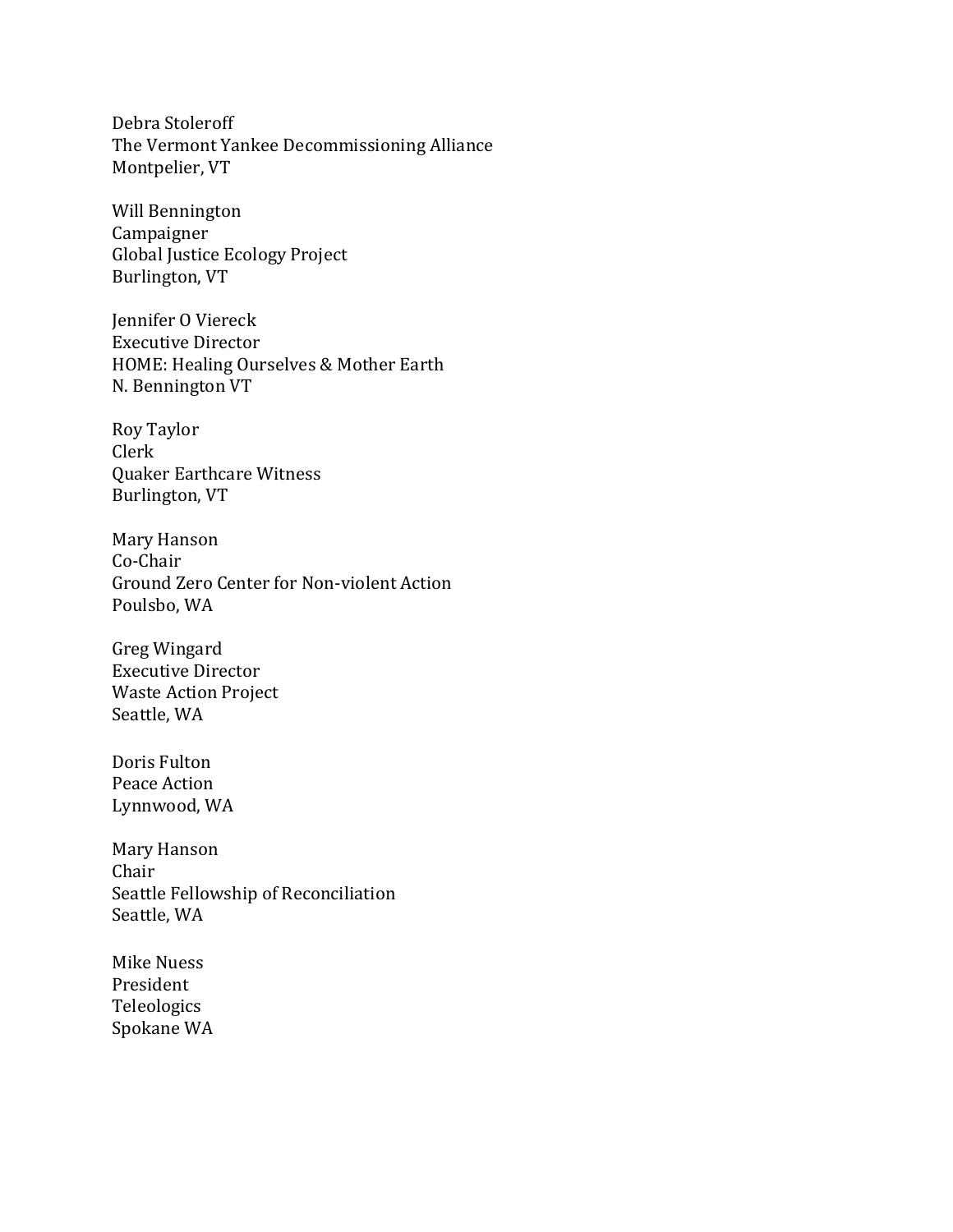Debra Stoleroff
The Vermont Yankee Decommissioning Alliance
Montpelier, VT

Will Bennington
Campaigner
Global Justice Ecology Project
Burlington, VT

Jennifer O Viereck
Executive Director
HOME: Healing Ourselves & Mother Earth
N. Bennington VT

Roy Taylor
Clerk
Quaker Earthcare Witness
Burlington, VT

Mary Hanson
Co-Chair
Ground Zero Center for Non-violent Action
Poulsbo, WA

Greg Wingard
Executive Director
Waste Action Project
Seattle, WA

Doris Fulton
Peace Action
Lynnwood, WA

Mary Hanson
Chair
Seattle Fellowship of Reconciliation
Seattle, WA

Mike Nuess
President
Teleologics
Spokane WA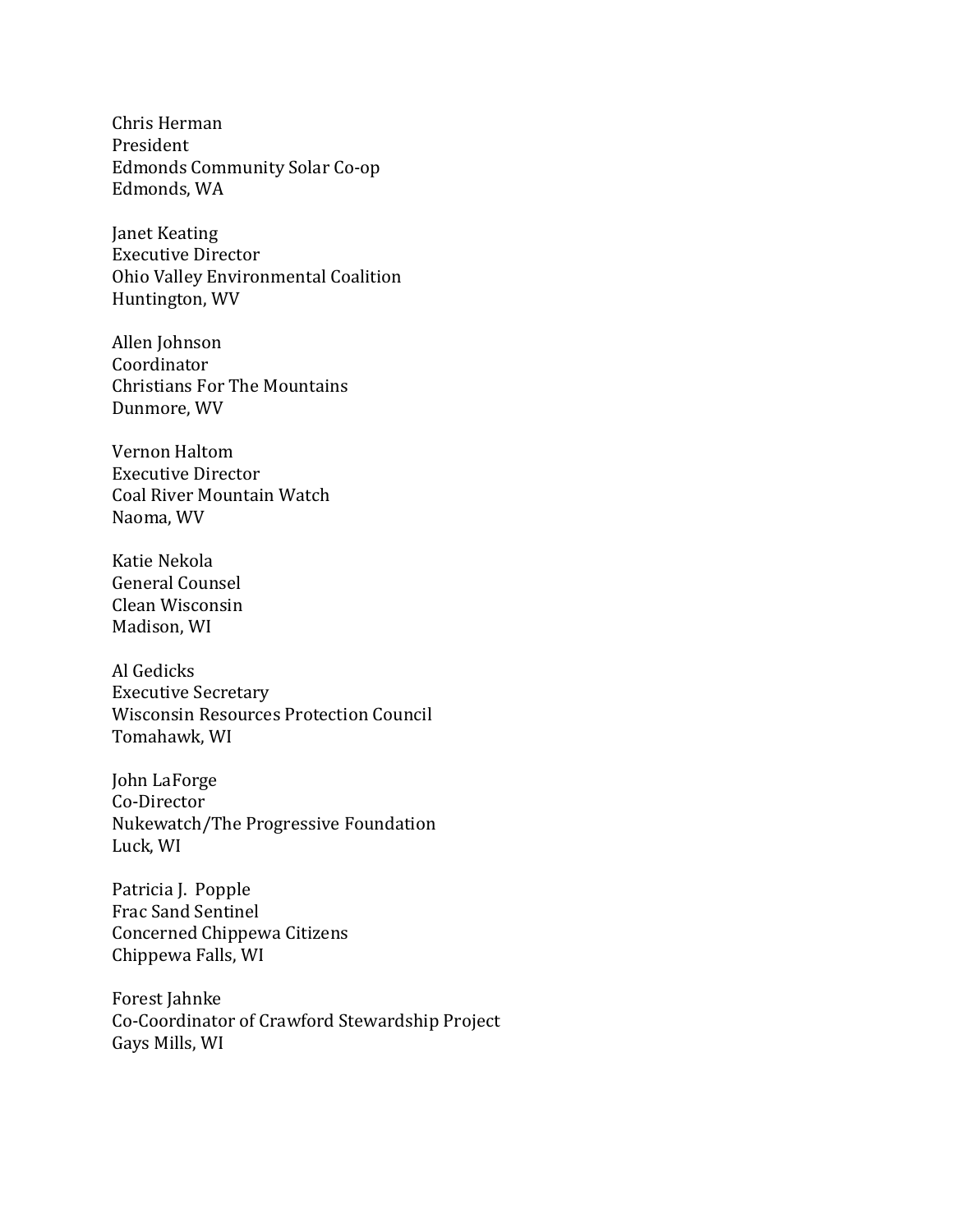Chris Herman
President
Edmonds Community Solar Co-op
Edmonds, WA

Janet Keating
Executive Director
Ohio Valley Environmental Coalition
Huntington, WV

Allen Johnson
Coordinator
Christians For The Mountains
Dunmore, WV

Vernon Haltom
Executive Director
Coal River Mountain Watch
Naoma, WV

Katie Nekola
General Counsel
Clean Wisconsin
Madison, WI

Al Gedicks
Executive Secretary
Wisconsin Resources Protection Council
Tomahawk, WI

John LaForge
Co-Director
Nukewatch/The Progressive Foundation
Luck, WI

Patricia J. Popple
Frac Sand Sentinel
Concerned Chippewa Citizens
Chippewa Falls, WI

Forest Jahnke
Co-Coordinator of Crawford Stewardship Project
Gays Mills, WI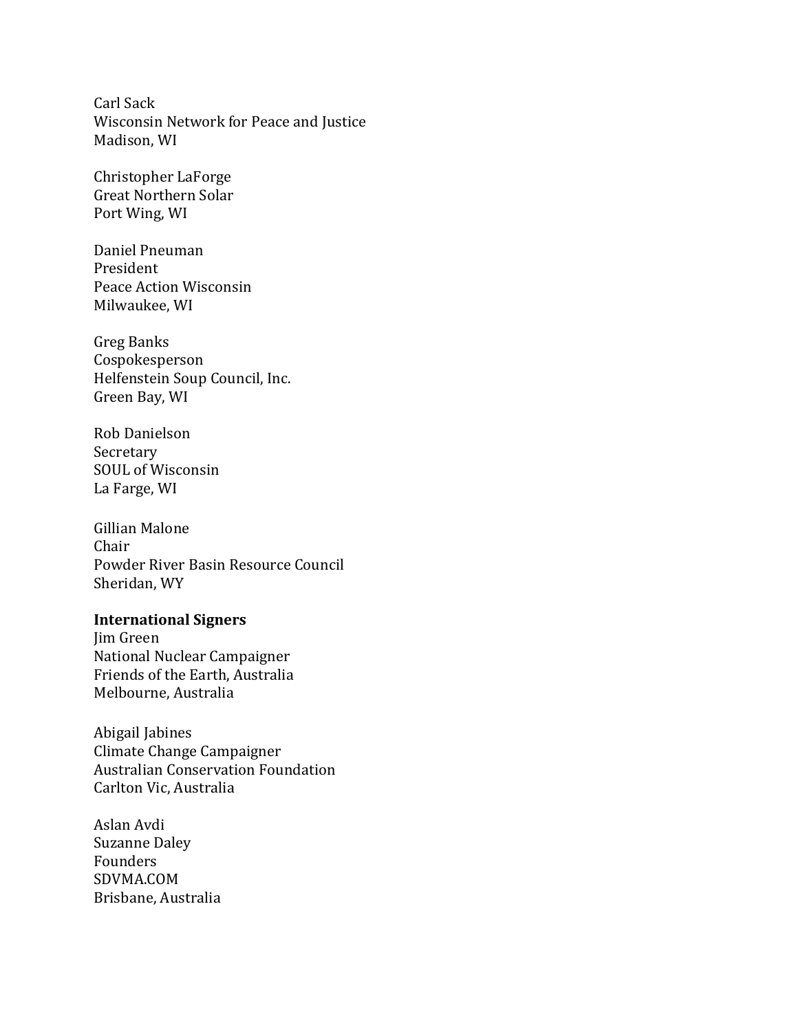Carl Sack
Wisconsin Network for Peace and Justice
Madison, WI

Christopher LaForge
Great Northern Solar
Port Wing, WI

Daniel Pneuman
President
Peace Action Wisconsin
Milwaukee, WI

Greg Banks
Cospokesperson
Helfenstein Soup Council, Inc.
Green Bay, WI

Rob Danielson
Secretary
SOUL of Wisconsin
La Farge, WI

Gillian Malone
Chair
Powder River Basin Resource Council
Sheridan, WY

**International Signers**
Jim Green
National Nuclear Campaigner
Friends of the Earth, Australia
Melbourne, Australia

Abigail Jabines
Climate Change Campaigner
Australian Conservation Foundation
Carlton Vic, Australia

Aslan Avdi
Suzanne Daley
Founders
SDVMA.COM
Brisbane, Australia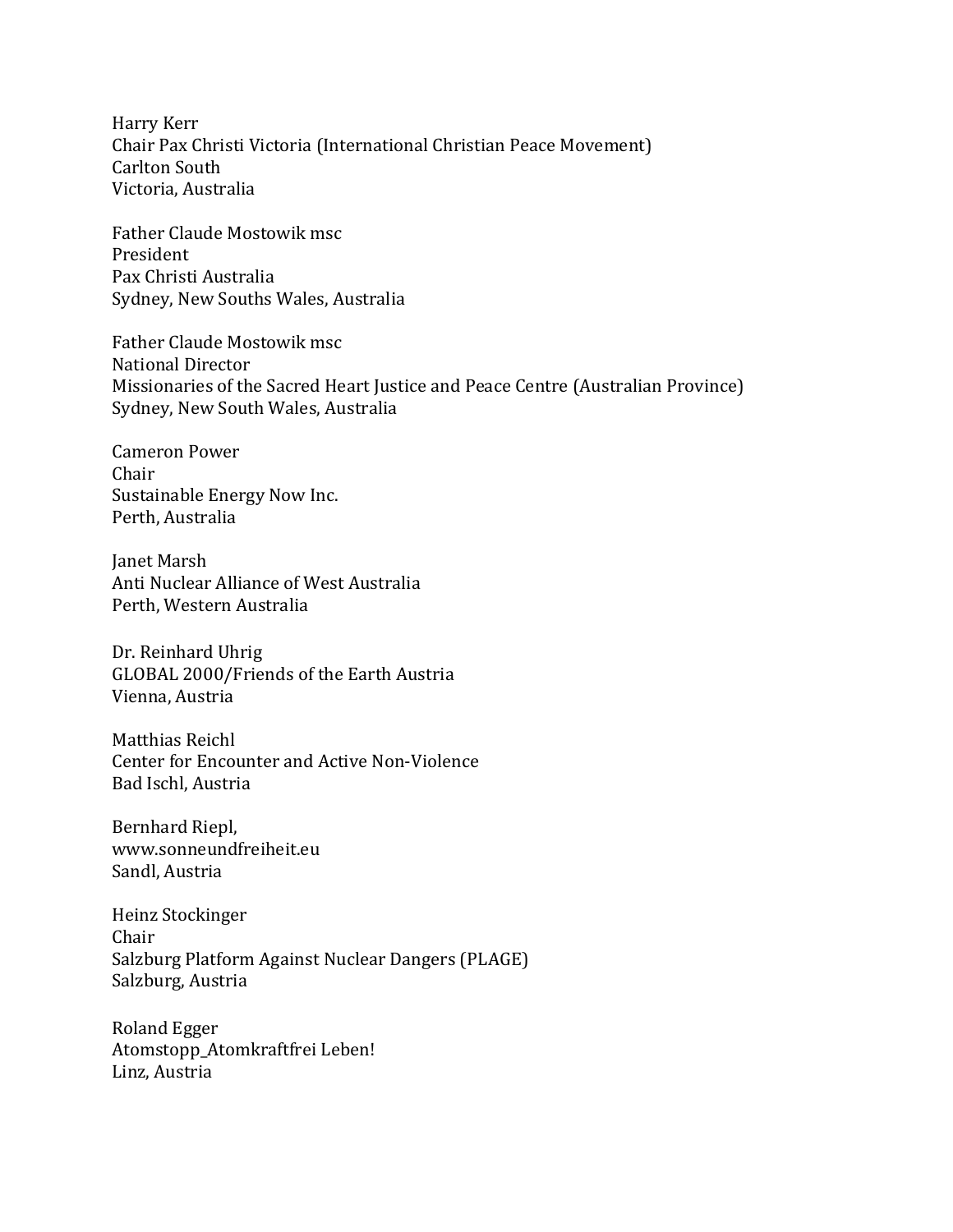Harry Kerr
Chair Pax Christi Victoria (International Christian Peace Movement)
Carlton South
Victoria, Australia

Father Claude Mostowik msc
President
Pax Christi Australia
Sydney, New Souths Wales, Australia

Father Claude Mostowik msc
National Director
Missionaries of the Sacred Heart Justice and Peace Centre (Australian Province)
Sydney, New South Wales, Australia

Cameron Power
Chair
Sustainable Energy Now Inc.
Perth, Australia

Janet Marsh
Anti Nuclear Alliance of West Australia
Perth, Western Australia

Dr. Reinhard Uhrig
GLOBAL 2000/Friends of the Earth Austria
Vienna, Austria

Matthias Reichl
Center for Encounter and Active Non-Violence
Bad Ischl, Austria

Bernhard Riepl,
www.sonneundfreiheit.eu
Sandl, Austria

Heinz Stockinger
Chair
Salzburg Platform Against Nuclear Dangers (PLAGE)
Salzburg, Austria

Roland Egger
Atomstopp_Atomkraftfrei Leben!
Linz, Austria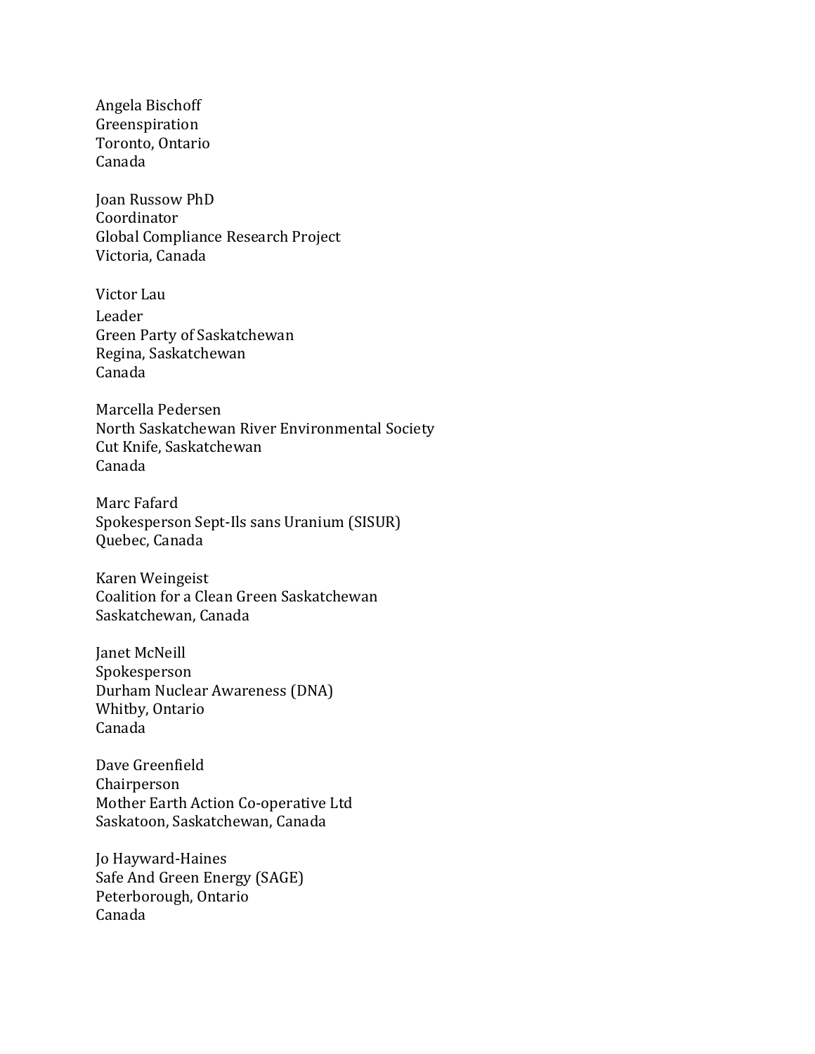Angela Bischoff
Greenspiration
Toronto, Ontario
Canada

Joan Russow PhD
Coordinator
Global Compliance Research Project
Victoria, Canada

Victor Lau
Leader
Green Party of Saskatchewan
Regina, Saskatchewan
Canada

Marcella Pedersen
North Saskatchewan River Environmental Society
Cut Knife, Saskatchewan
Canada

Marc Fafard
Spokesperson Sept-Ils sans Uranium (SISUR)
Quebec, Canada

Karen Weingeist
Coalition for a Clean Green Saskatchewan
Saskatchewan, Canada

Janet McNeill
Spokesperson
Durham Nuclear Awareness (DNA)
Whitby, Ontario
Canada

Dave Greenfield
Chairperson
Mother Earth Action Co-operative Ltd
Saskatoon, Saskatchewan, Canada

Jo Hayward-Haines
Safe And Green Energy (SAGE)
Peterborough, Ontario
Canada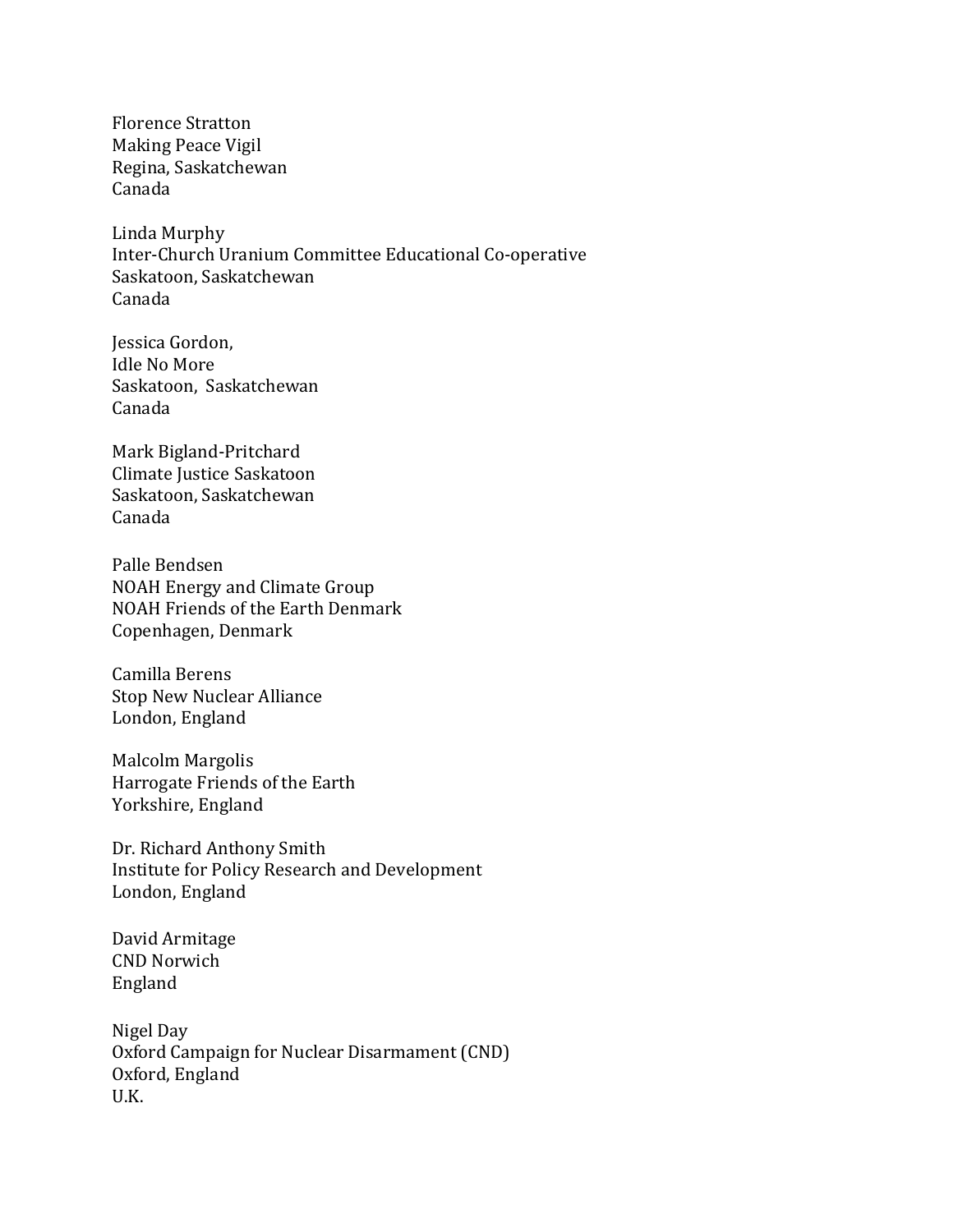Florence Stratton
Making Peace Vigil
Regina, Saskatchewan
Canada

Linda Murphy
Inter-Church Uranium Committee Educational Co-operative
Saskatoon, Saskatchewan
Canada

Jessica Gordon,
Idle No More
Saskatoon, Saskatchewan
Canada

Mark Bigland-Pritchard
Climate Justice Saskatoon
Saskatoon, Saskatchewan
Canada

Palle Bendsen
NOAH Energy and Climate Group
NOAH Friends of the Earth Denmark
Copenhagen, Denmark

Camilla Berens
Stop New Nuclear Alliance
London, England

Malcolm Margolis
Harrogate Friends of the Earth
Yorkshire, England

Dr. Richard Anthony Smith
Institute for Policy Research and Development
London, England

David Armitage
CND Norwich
England

Nigel Day
Oxford Campaign for Nuclear Disarmament (CND)
Oxford, England
U.K.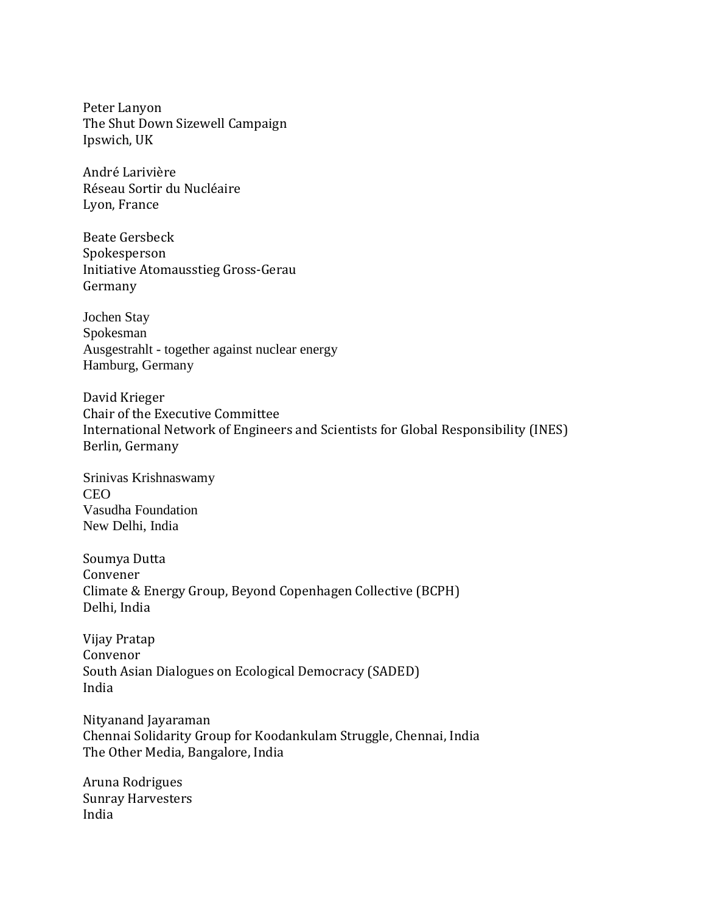Peter Lanyon
The Shut Down Sizewell Campaign
Ipswich, UK

André Larivière
Réseau Sortir du Nucléaire
Lyon, France

Beate Gersbeck
Spokesperson
Initiative Atomausstieg Gross-Gerau
Germany

Jochen Stay
Spokesman
Ausgestrahlt - together against nuclear energy
Hamburg, Germany

David Krieger
Chair of the Executive Committee
International Network of Engineers and Scientists for Global Responsibility (INES)
Berlin, Germany

Srinivas Krishnaswamy
CEO
Vasudha Foundation
New Delhi, India

Soumya Dutta
Convener
Climate & Energy Group, Beyond Copenhagen Collective (BCPH)
Delhi, India

Vijay Pratap
Convenor
South Asian Dialogues on Ecological Democracy (SADED)
India

Nityanand Jayaraman
Chennai Solidarity Group for Koodankulam Struggle, Chennai, India
The Other Media, Bangalore, India

Aruna Rodrigues
Sunray Harvesters
India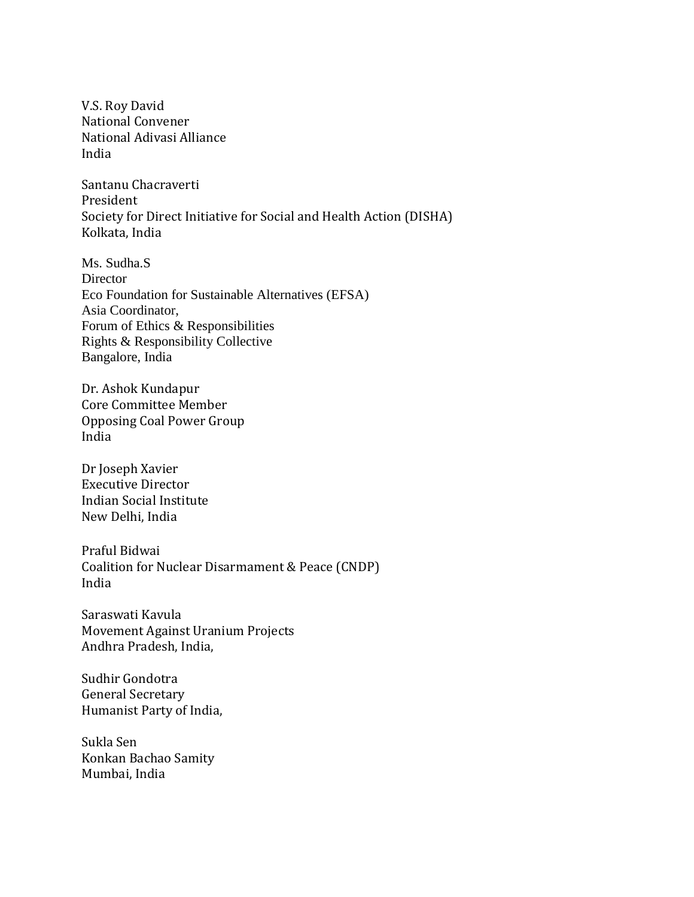V.S. Roy David  
National Convener  
National Adivasi Alliance  
India

Santanu Chacraverti  
President  
Society for Direct Initiative for Social and Health Action (DISHA)  
Kolkata, India

Ms. Sudha.S  
Director  
Eco Foundation for Sustainable Alternatives (EFSA)  
Asia Coordinator,  
Forum of Ethics & Responsibilities  
Rights & Responsibility Collective  
Bangalore, India

Dr. Ashok Kundapur  
Core Committee Member  
Opposing Coal Power Group  
India

Dr Joseph Xavier  
Executive Director  
Indian Social Institute  
New Delhi, India

Praful Bidwai  
Coalition for Nuclear Disarmament & Peace (CNDP)  
India

Saraswati Kavula  
Movement Against Uranium Projects  
Andhra Pradesh, India,

Sudhir Gondotra  
General Secretary  
Humanist Party of India,

Sukla Sen  
Konkan Bachao Samity  
Mumbai, India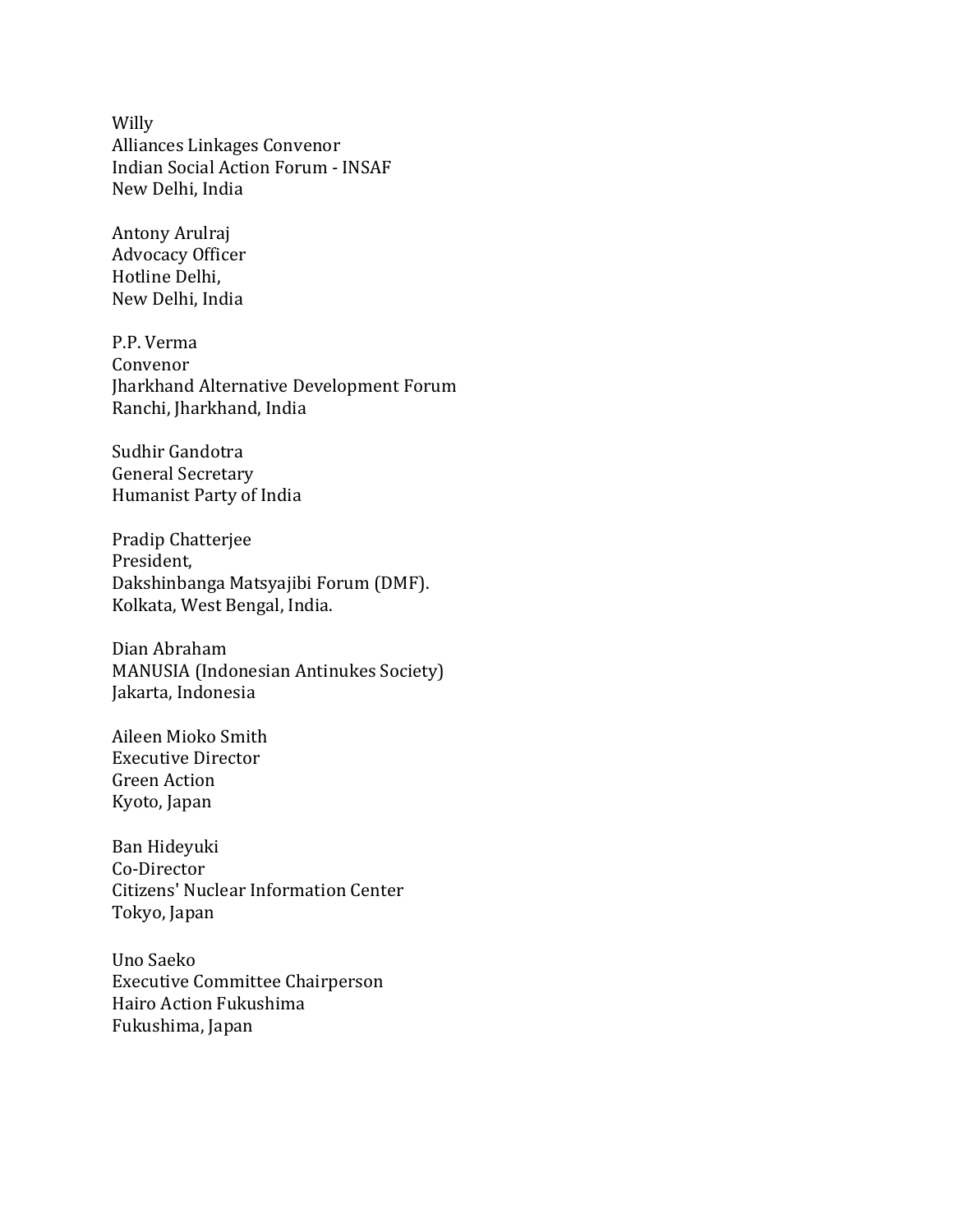Willy
Alliances Linkages Convenor
Indian Social Action Forum - INSAF
New Delhi, India

Antony Arulraj
Advocacy Officer
Hotline Delhi,
New Delhi, India

P.P. Verma
Convenor
Jharkhand Alternative Development Forum
Ranchi, Jharkhand, India

Sudhir Gandotra
General Secretary
Humanist Party of India

Pradip Chatterjee
President,
Dakshinbanga Matsyajibi Forum (DMF).
Kolkata, West Bengal, India.

Dian Abraham
MANUSIA (Indonesian Antinukes Society)
Jakarta, Indonesia

Aileen Mioko Smith
Executive Director
Green Action
Kyoto, Japan

Ban Hideyuki
Co-Director
Citizens' Nuclear Information Center
Tokyo, Japan

Uno Saeko
Executive Committee Chairperson
Hairo Action Fukushima
Fukushima, Japan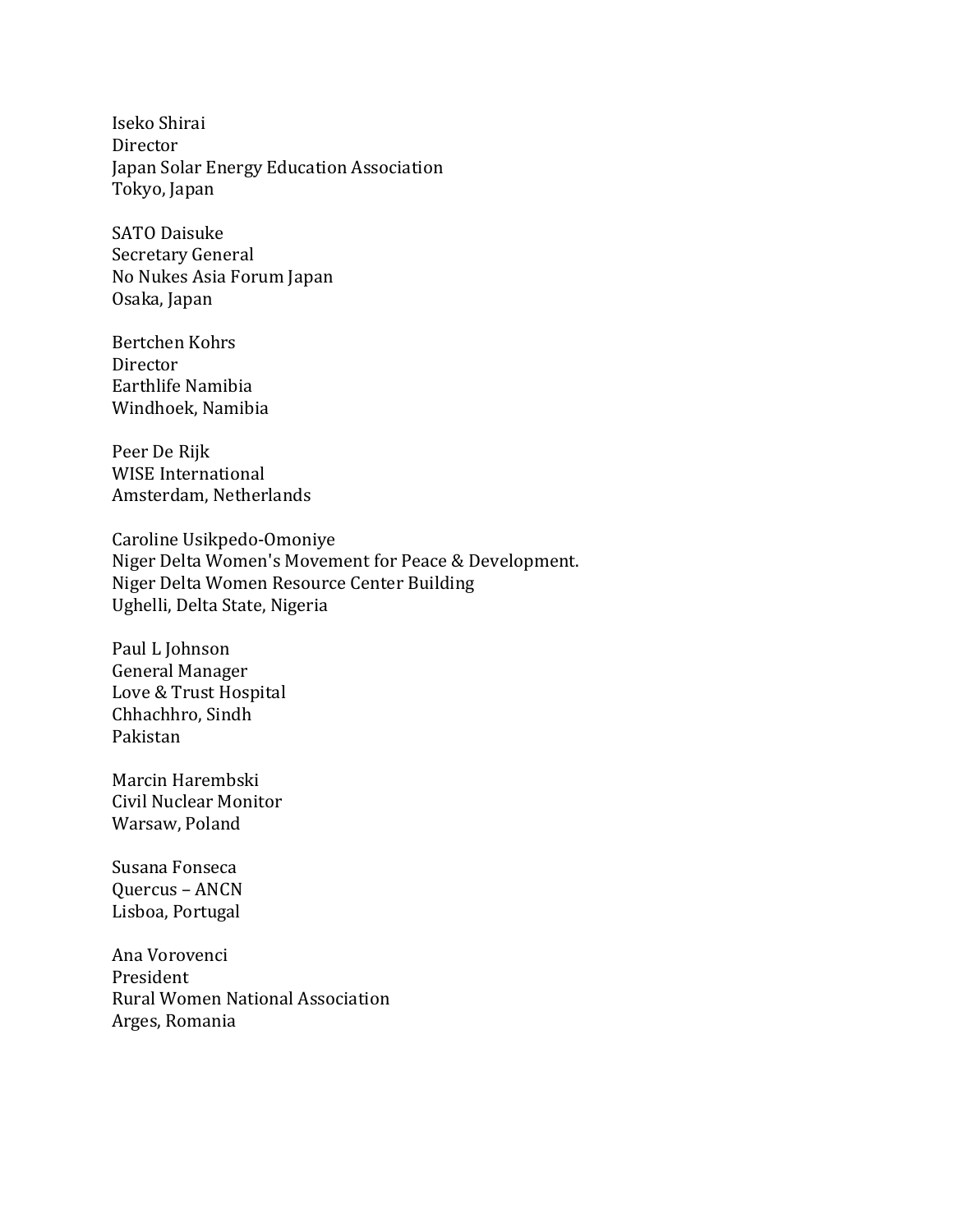Iseko Shirai
Director
Japan Solar Energy Education Association
Tokyo, Japan

SATO Daisuke
Secretary General
No Nukes Asia Forum Japan
Osaka, Japan

Bertchen Kohrs
Director
Earthlife Namibia
Windhoek, Namibia

Peer De Rijk
WISE International
Amsterdam, Netherlands

Caroline Usikpedo-Omoniye
Niger Delta Women's Movement for Peace & Development.
Niger Delta Women Resource Center Building
Ughelli, Delta State, Nigeria

Paul L Johnson
General Manager
Love & Trust Hospital
Chhachhro, Sindh
Pakistan

Marcin Harembski
Civil Nuclear Monitor
Warsaw, Poland

Susana Fonseca
Quercus – ANCN
Lisboa, Portugal

Ana Vorovenci
President
Rural Women National Association
Arges, Romania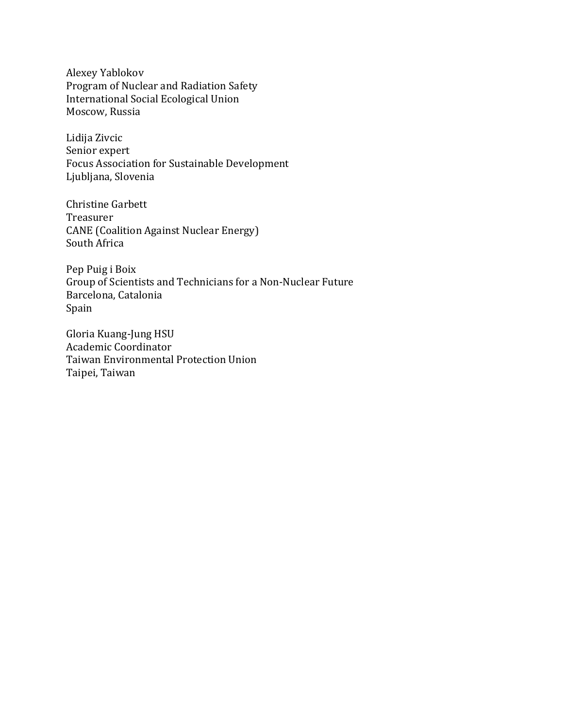Alexey Yablokov
Program of Nuclear and Radiation Safety
International Social Ecological Union
Moscow, Russia

Lidija Zivcic
Senior expert
Focus Association for Sustainable Development
Ljubljana, Slovenia

Christine Garbett
Treasurer
CANE (Coalition Against Nuclear Energy)
South Africa

Pep Puig i Boix
Group of Scientists and Technicians for a Non-Nuclear Future
Barcelona, Catalonia
Spain

Gloria Kuang-Jung HSU
Academic Coordinator
Taiwan Environmental Protection Union
Taipei, Taiwan